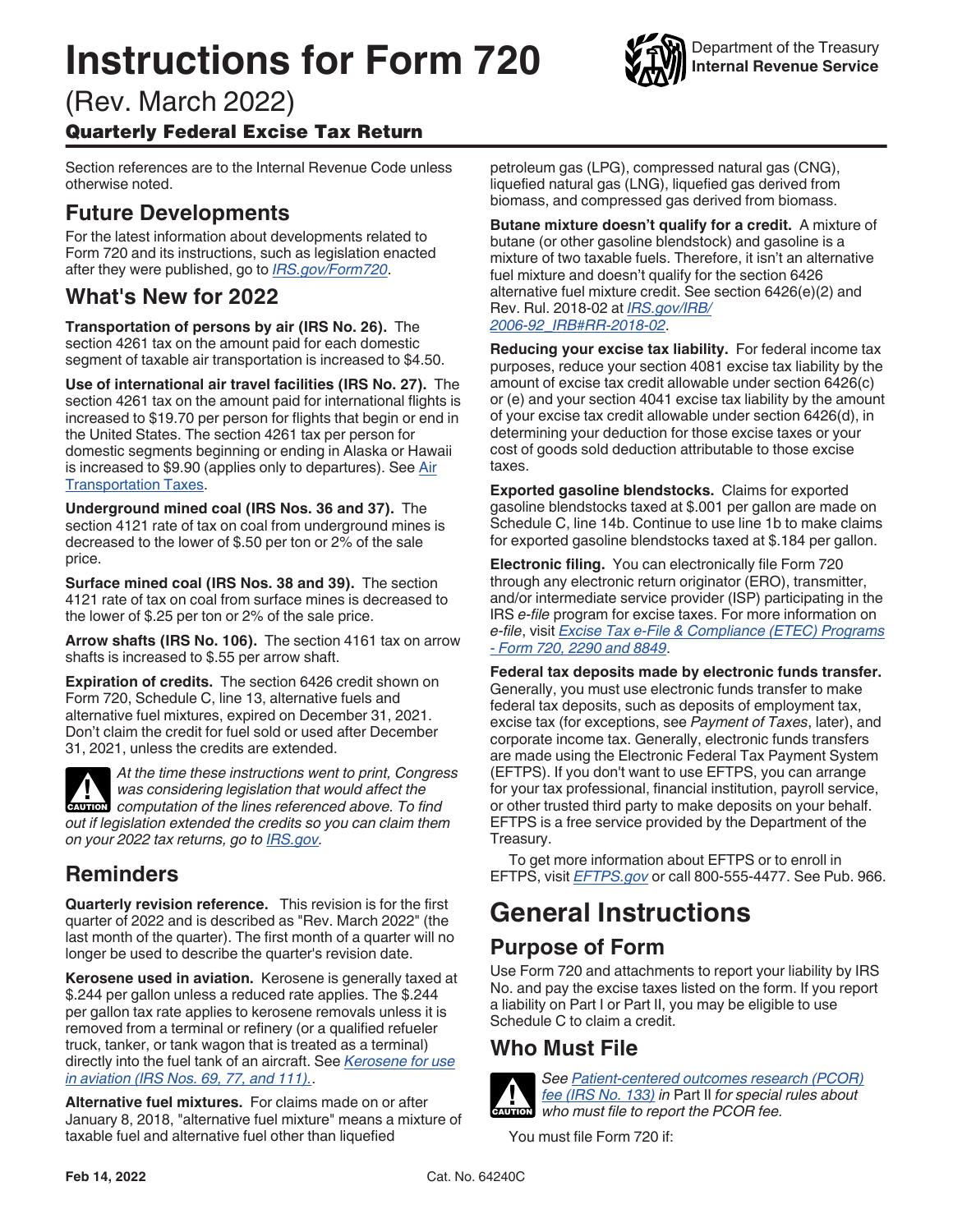# Instructions for Form 720

(Rev. March 2022)

### Quarterly Federal Excise Tax Return

Department of the Treasury
**Internal Revenue Service**

Section references are to the Internal Revenue Code unless otherwise noted.

## Future Developments

For the latest information about developments related to Form 720 and its instructions, such as legislation enacted after they were published, go to *IRS.gov/Form720*.

## What's New for 2022

**Transportation of persons by air (IRS No. 26).** The section 4261 tax on the amount paid for each domestic segment of taxable air transportation is increased to $4.50.

**Use of international air travel facilities (IRS No. 27).** The section 4261 tax on the amount paid for international flights is increased to $19.70 per person for flights that begin or end in the United States. The section 4261 tax per person for domestic segments beginning or ending in Alaska or Hawaii is increased to $9.90 (applies only to departures). See Air Transportation Taxes.

**Underground mined coal (IRS Nos. 36 and 37).** The section 4121 rate of tax on coal from underground mines is decreased to the lower of $.50 per ton or 2% of the sale price.

**Surface mined coal (IRS Nos. 38 and 39).** The section 4121 rate of tax on coal from surface mines is decreased to the lower of $.25 per ton or 2% of the sale price.

**Arrow shafts (IRS No. 106).** The section 4161 tax on arrow shafts is increased to $.55 per arrow shaft.

**Expiration of credits.** The section 6426 credit shown on Form 720, Schedule C, line 13, alternative fuels and alternative fuel mixtures, expired on December 31, 2021. Don't claim the credit for fuel sold or used after December 31, 2021, unless the credits are extended.

**CAUTION** *At the time these instructions went to print, Congress was considering legislation that would affect the computation of the lines referenced above. To find out if legislation extended the credits so you can claim them on your 2022 tax returns, go to IRS.gov.*

## Reminders

**Quarterly revision reference.** This revision is for the first quarter of 2022 and is described as "Rev. March 2022" (the last month of the quarter). The first month of a quarter will no longer be used to describe the quarter's revision date.

**Kerosene used in aviation.** Kerosene is generally taxed at $.244 per gallon unless a reduced rate applies. The $.244 per gallon tax rate applies to kerosene removals unless it is removed from a terminal or refinery (or a qualified refueler truck, tanker, or tank wagon that is treated as a terminal) directly into the fuel tank of an aircraft. See *Kerosene for use in aviation (IRS Nos. 69, 77, and 111).*.

**Alternative fuel mixtures.** For claims made on or after January 8, 2018, "alternative fuel mixture" means a mixture of taxable fuel and alternative fuel other than liquefied petroleum gas (LPG), compressed natural gas (CNG), liquefied natural gas (LNG), liquefied gas derived from biomass, and compressed gas derived from biomass.

**Butane mixture doesn't qualify for a credit.** A mixture of butane (or other gasoline blendstock) and gasoline is a mixture of two taxable fuels. Therefore, it isn't an alternative fuel mixture and doesn't qualify for the section 6426 alternative fuel mixture credit. See section 6426(e)(2) and Rev. Rul. 2018-02 at *IRS.gov/IRB/2006-92_IRB#RR-2018-02*.

**Reducing your excise tax liability.** For federal income tax purposes, reduce your section 4081 excise tax liability by the amount of excise tax credit allowable under section 6426(c) or (e) and your section 4041 excise tax liability by the amount of your excise tax credit allowable under section 6426(d), in determining your deduction for those excise taxes or your cost of goods sold deduction attributable to those excise taxes.

**Exported gasoline blendstocks.** Claims for exported gasoline blendstocks taxed at $.001 per gallon are made on Schedule C, line 14b. Continue to use line 1b to make claims for exported gasoline blendstocks taxed at $.184 per gallon.

**Electronic filing.** You can electronically file Form 720 through any electronic return originator (ERO), transmitter, and/or intermediate service provider (ISP) participating in the IRS *e-file* program for excise taxes. For more information on *e-file*, visit *Excise Tax e-File & Compliance (ETEC) Programs - Form 720, 2290 and 8849*.

**Federal tax deposits made by electronic funds transfer.** Generally, you must use electronic funds transfer to make federal tax deposits, such as deposits of employment tax, excise tax (for exceptions, see *Payment of Taxes*, later), and corporate income tax. Generally, electronic funds transfers are made using the Electronic Federal Tax Payment System (EFTPS). If you don't want to use EFTPS, you can arrange for your tax professional, financial institution, payroll service, or other trusted third party to make deposits on your behalf. EFTPS is a free service provided by the Department of the Treasury.

To get more information about EFTPS or to enroll in EFTPS, visit *EFTPS.gov* or call 800-555-4477. See Pub. 966.

# General Instructions

## Purpose of Form

Use Form 720 and attachments to report your liability by IRS No. and pay the excise taxes listed on the form. If you report a liability on Part I or Part II, you may be eligible to use Schedule C to claim a credit.

## Who Must File

**CAUTION** *See Patient-centered outcomes research (PCOR) fee (IRS No. 133) in Part II for special rules about who must file to report the PCOR fee.*

You must file Form 720 if:

Feb 14, 2022 Cat. No. 64240C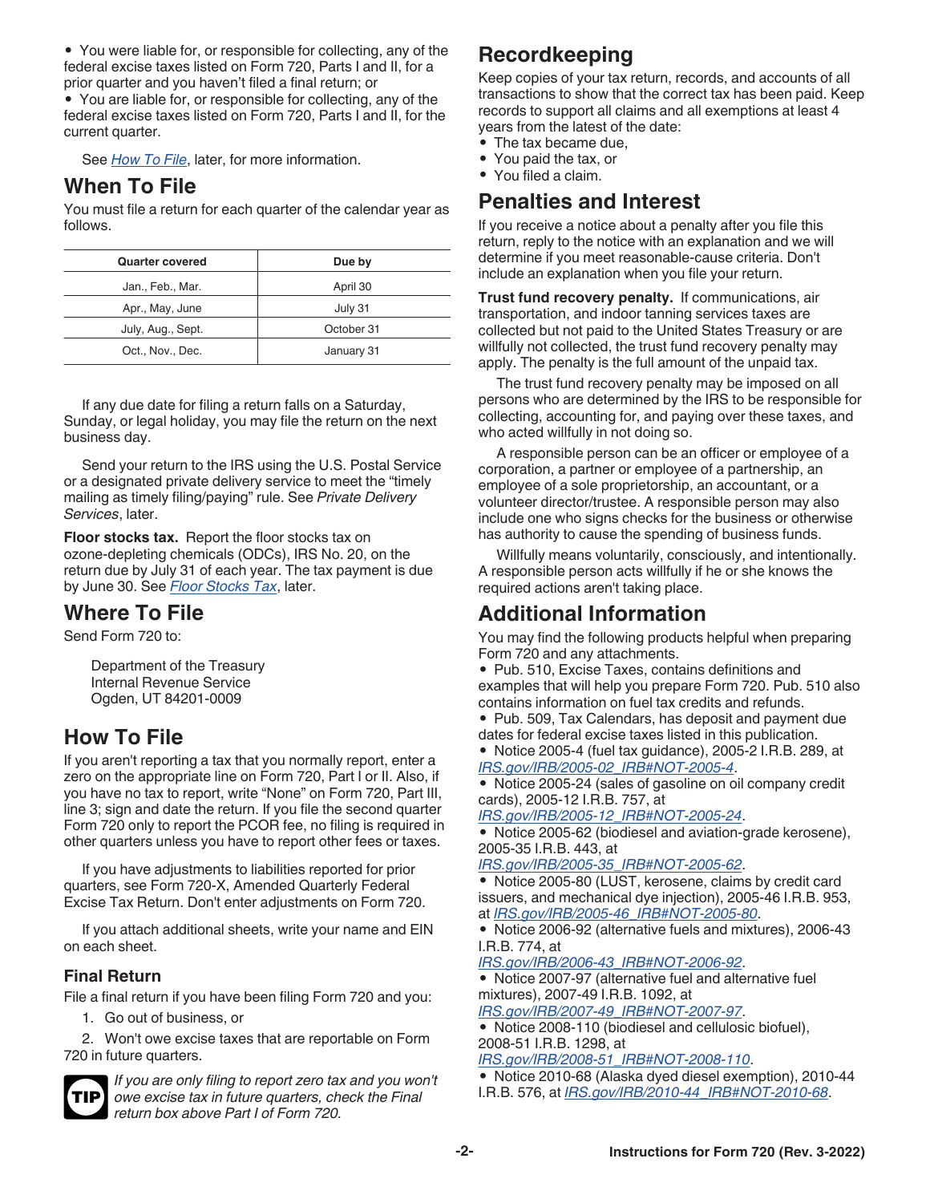- You were liable for, or responsible for collecting, any of the federal excise taxes listed on Form 720, Parts I and II, for a prior quarter and you haven't filed a final return; or
- You are liable for, or responsible for collecting, any of the federal excise taxes listed on Form 720, Parts I and II, for the current quarter.

See *How To File*, later, for more information.

## When To File

You must file a return for each quarter of the calendar year as follows.

| Quarter covered | Due by |
| --- | --- |
| Jan., Feb., Mar. | April 30 |
| Apr., May, June | July 31 |
| July, Aug., Sept. | October 31 |
| Oct., Nov., Dec. | January 31 |

If any due date for filing a return falls on a Saturday, Sunday, or legal holiday, you may file the return on the next business day.

Send your return to the IRS using the U.S. Postal Service or a designated private delivery service to meet the "timely mailing as timely filing/paying" rule. See *Private Delivery Services*, later.

**Floor stocks tax.** Report the floor stocks tax on ozone-depleting chemicals (ODCs), IRS No. 20, on the return due by July 31 of each year. The tax payment is due by June 30. See *Floor Stocks Tax*, later.

## Where To File

Send Form 720 to:

Department of the Treasury
Internal Revenue Service
Ogden, UT 84201-0009

## How To File

If you aren't reporting a tax that you normally report, enter a zero on the appropriate line on Form 720, Part I or II. Also, if you have no tax to report, write "None" on Form 720, Part III, line 3; sign and date the return. If you file the second quarter Form 720 only to report the PCOR fee, no filing is required in other quarters unless you have to report other fees or taxes.

If you have adjustments to liabilities reported for prior quarters, see Form 720-X, Amended Quarterly Federal Excise Tax Return. Don't enter adjustments on Form 720.

If you attach additional sheets, write your name and EIN on each sheet.

### Final Return

File a final return if you have been filing Form 720 and you:

1. Go out of business, or
2. Won't owe excise taxes that are reportable on Form 720 in future quarters.

**TIP** *If you are only filing to report zero tax and you won't owe excise tax in future quarters, check the Final return box above Part I of Form 720.*

## Recordkeeping

Keep copies of your tax return, records, and accounts of all transactions to show that the correct tax has been paid. Keep records to support all claims and all exemptions at least 4 years from the latest of the date:

- The tax became due,
- You paid the tax, or
- You filed a claim.

## Penalties and Interest

If you receive a notice about a penalty after you file this return, reply to the notice with an explanation and we will determine if you meet reasonable-cause criteria. Don't include an explanation when you file your return.

**Trust fund recovery penalty.** If communications, air transportation, and indoor tanning services taxes are collected but not paid to the United States Treasury or are willfully not collected, the trust fund recovery penalty may apply. The penalty is the full amount of the unpaid tax.

The trust fund recovery penalty may be imposed on all persons who are determined by the IRS to be responsible for collecting, accounting for, and paying over these taxes, and who acted willfully in not doing so.

A responsible person can be an officer or employee of a corporation, a partner or employee of a partnership, an employee of a sole proprietorship, an accountant, or a volunteer director/trustee. A responsible person may also include one who signs checks for the business or otherwise has authority to cause the spending of business funds.

Willfully means voluntarily, consciously, and intentionally. A responsible person acts willfully if he or she knows the required actions aren't taking place.

## Additional Information

You may find the following products helpful when preparing Form 720 and any attachments.

- Pub. 510, Excise Taxes, contains definitions and examples that will help you prepare Form 720. Pub. 510 also contains information on fuel tax credits and refunds.
- Pub. 509, Tax Calendars, has deposit and payment due dates for federal excise taxes listed in this publication.
- Notice 2005-4 (fuel tax guidance), 2005-2 I.R.B. 289, at *IRS.gov/IRB/2005-02_IRB#NOT-2005-4*.
- Notice 2005-24 (sales of gasoline on oil company credit cards), 2005-12 I.R.B. 757, at *IRS.gov/IRB/2005-12_IRB#NOT-2005-24*.
- Notice 2005-62 (biodiesel and aviation-grade kerosene), 2005-35 I.R.B. 443, at *IRS.gov/IRB/2005-35_IRB#NOT-2005-62*.
- Notice 2005-80 (LUST, kerosene, claims by credit card issuers, and mechanical dye injection), 2005-46 I.R.B. 953, at *IRS.gov/IRB/2005-46_IRB#NOT-2005-80*.
- Notice 2006-92 (alternative fuels and mixtures), 2006-43 I.R.B. 774, at *IRS.gov/IRB/2006-43_IRB#NOT-2006-92*.
- Notice 2007-97 (alternative fuel and alternative fuel mixtures), 2007-49 I.R.B. 1092, at *IRS.gov/IRB/2007-49_IRB#NOT-2007-97*.
- Notice 2008-110 (biodiesel and cellulosic biofuel), 2008-51 I.R.B. 1298, at *IRS.gov/IRB/2008-51_IRB#NOT-2008-110*.
- Notice 2010-68 (Alaska dyed diesel exemption), 2010-44 I.R.B. 576, at *IRS.gov/IRB/2010-44_IRB#NOT-2010-68*.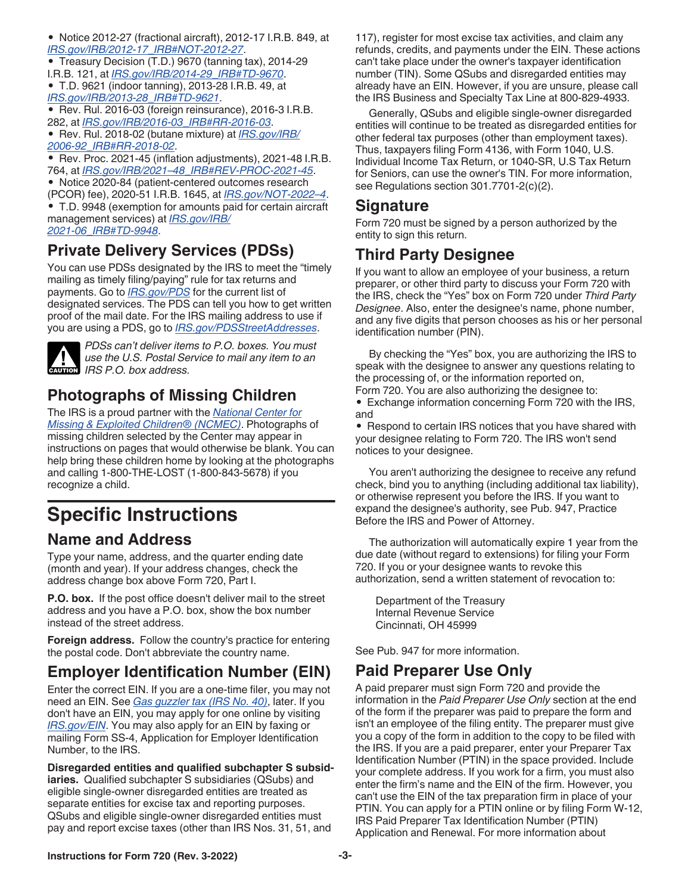- Notice 2012-27 (fractional aircraft), 2012-17 I.R.B. 849, at *IRS.gov/IRB/2012-17_IRB#NOT-2012-27*.
- Treasury Decision (T.D.) 9670 (tanning tax), 2014-29 I.R.B. 121, at *IRS.gov/IRB/2014-29_IRB#TD-9670*.
- T.D. 9621 (indoor tanning), 2013-28 I.R.B. 49, at *IRS.gov/IRB/2013-28_IRB#TD-9621*.
- Rev. Rul. 2016-03 (foreign reinsurance), 2016-3 I.R.B. 282, at *IRS.gov/IRB/2016-03_IRB#RR-2016-03*.
- Rev. Rul. 2018-02 (butane mixture) at *IRS.gov/IRB/2006-92_IRB#RR-2018-02*.
- Rev. Proc. 2021-45 (inflation adjustments), 2021-48 I.R.B. 764, at *IRS.gov/IRB/2021–48_IRB#REV-PROC-2021-45*.
- Notice 2020-84 (patient-centered outcomes research (PCOR) fee), 2020-51 I.R.B. 1645, at *IRS.gov/NOT-2022–4*.
- T.D. 9948 (exemption for amounts paid for certain aircraft management services) at *IRS.gov/IRB/2021-06_IRB#TD-9948*.

## Private Delivery Services (PDSs)

You can use PDSs designated by the IRS to meet the "timely mailing as timely filing/paying" rule for tax returns and payments. Go to *IRS.gov/PDS* for the current list of designated services. The PDS can tell you how to get written proof of the mail date. For the IRS mailing address to use if you are using a PDS, go to *IRS.gov/PDSStreetAddresses*.

**CAUTION:** *PDSs can't deliver items to P.O. boxes. You must use the U.S. Postal Service to mail any item to an IRS P.O. box address.*

## Photographs of Missing Children

The IRS is a proud partner with the *National Center for Missing & Exploited Children® (NCMEC)*. Photographs of missing children selected by the Center may appear in instructions on pages that would otherwise be blank. You can help bring these children home by looking at the photographs and calling 1-800-THE-LOST (1-800-843-5678) if you recognize a child.

# Specific Instructions

## Name and Address

Type your name, address, and the quarter ending date (month and year). If your address changes, check the address change box above Form 720, Part I.

**P.O. box.** If the post office doesn't deliver mail to the street address and you have a P.O. box, show the box number instead of the street address.

**Foreign address.** Follow the country's practice for entering the postal code. Don't abbreviate the country name.

## Employer Identification Number (EIN)

Enter the correct EIN. If you are a one-time filer, you may not need an EIN. See *Gas guzzler tax (IRS No. 40)*, later. If you don't have an EIN, you may apply for one online by visiting *IRS.gov/EIN*. You may also apply for an EIN by faxing or mailing Form SS-4, Application for Employer Identification Number, to the IRS.

**Disregarded entities and qualified subchapter S subsidiaries.** Qualified subchapter S subsidiaries (QSubs) and eligible single-owner disregarded entities are treated as separate entities for excise tax and reporting purposes. QSubs and eligible single-owner disregarded entities must pay and report excise taxes (other than IRS Nos. 31, 51, and 117), register for most excise tax activities, and claim any refunds, credits, and payments under the EIN. These actions can't take place under the owner's taxpayer identification number (TIN). Some QSubs and disregarded entities may already have an EIN. However, if you are unsure, please call the IRS Business and Specialty Tax Line at 800-829-4933.

Generally, QSubs and eligible single-owner disregarded entities will continue to be treated as disregarded entities for other federal tax purposes (other than employment taxes). Thus, taxpayers filing Form 4136, with Form 1040, U.S. Individual Income Tax Return, or 1040-SR, U.S Tax Return for Seniors, can use the owner's TIN. For more information, see Regulations section 301.7701-2(c)(2).

## Signature

Form 720 must be signed by a person authorized by the entity to sign this return.

## Third Party Designee

If you want to allow an employee of your business, a return preparer, or other third party to discuss your Form 720 with the IRS, check the "Yes" box on Form 720 under *Third Party Designee*. Also, enter the designee's name, phone number, and any five digits that person chooses as his or her personal identification number (PIN).

By checking the "Yes" box, you are authorizing the IRS to speak with the designee to answer any questions relating to the processing of, or the information reported on, Form 720. You are also authorizing the designee to:

- Exchange information concerning Form 720 with the IRS, and
- Respond to certain IRS notices that you have shared with your designee relating to Form 720. The IRS won't send notices to your designee.

You aren't authorizing the designee to receive any refund check, bind you to anything (including additional tax liability), or otherwise represent you before the IRS. If you want to expand the designee's authority, see Pub. 947, Practice Before the IRS and Power of Attorney.

The authorization will automatically expire 1 year from the due date (without regard to extensions) for filing your Form 720. If you or your designee wants to revoke this authorization, send a written statement of revocation to:

Department of the Treasury
Internal Revenue Service
Cincinnati, OH 45999

See Pub. 947 for more information.

## Paid Preparer Use Only

A paid preparer must sign Form 720 and provide the information in the *Paid Preparer Use Only* section at the end of the form if the preparer was paid to prepare the form and isn't an employee of the filing entity. The preparer must give you a copy of the form in addition to the copy to be filed with the IRS. If you are a paid preparer, enter your Preparer Tax Identification Number (PTIN) in the space provided. Include your complete address. If you work for a firm, you must also enter the firm's name and the EIN of the firm. However, you can't use the EIN of the tax preparation firm in place of your PTIN. You can apply for a PTIN online or by filing Form W-12, IRS Paid Preparer Tax Identification Number (PTIN) Application and Renewal. For more information about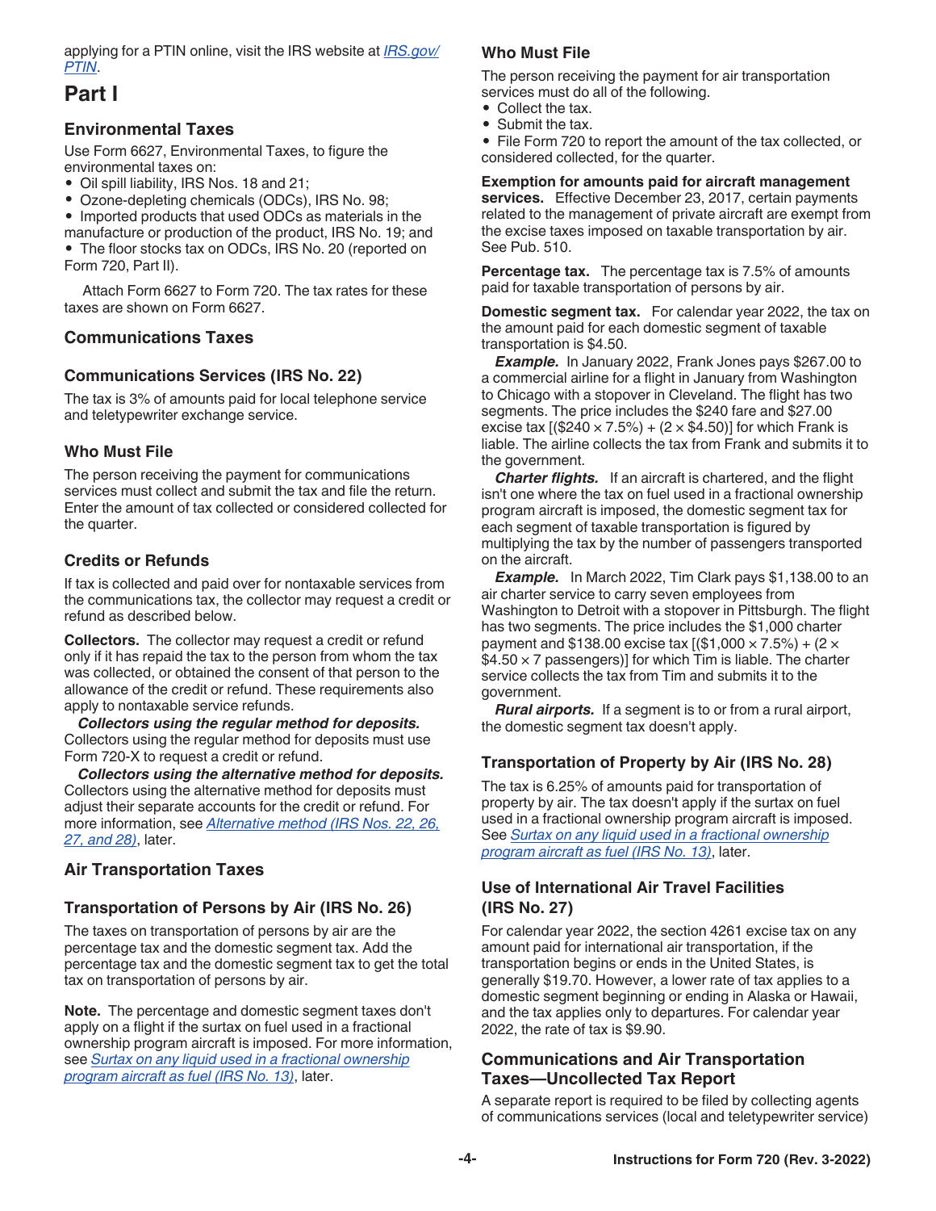applying for a PTIN online, visit the IRS website at IRS.gov/PTIN.

# Part I

## Environmental Taxes

Use Form 6627, Environmental Taxes, to figure the environmental taxes on:

- Oil spill liability, IRS Nos. 18 and 21;
- Ozone-depleting chemicals (ODCs), IRS No. 98;
- Imported products that used ODCs as materials in the manufacture or production of the product, IRS No. 19; and
- The floor stocks tax on ODCs, IRS No. 20 (reported on Form 720, Part II).

Attach Form 6627 to Form 720. The tax rates for these taxes are shown on Form 6627.

## Communications Taxes

### Communications Services (IRS No. 22)

The tax is 3% of amounts paid for local telephone service and teletypewriter exchange service.

### Who Must File

The person receiving the payment for communications services must collect and submit the tax and file the return. Enter the amount of tax collected or considered collected for the quarter.

### Credits or Refunds

If tax is collected and paid over for nontaxable services from the communications tax, the collector may request a credit or refund as described below.

**Collectors.** The collector may request a credit or refund only if it has repaid the tax to the person from whom the tax was collected, or obtained the consent of that person to the allowance of the credit or refund. These requirements also apply to nontaxable service refunds.

***Collectors using the regular method for deposits.*** Collectors using the regular method for deposits must use Form 720-X to request a credit or refund.

***Collectors using the alternative method for deposits.*** Collectors using the alternative method for deposits must adjust their separate accounts for the credit or refund. For more information, see Alternative method (IRS Nos. 22, 26, 27, and 28), later.

## Air Transportation Taxes

### Transportation of Persons by Air (IRS No. 26)

The taxes on transportation of persons by air are the percentage tax and the domestic segment tax. Add the percentage tax and the domestic segment tax to get the total tax on transportation of persons by air.

**Note.** The percentage and domestic segment taxes don't apply on a flight if the surtax on fuel used in a fractional ownership program aircraft is imposed. For more information, see Surtax on any liquid used in a fractional ownership program aircraft as fuel (IRS No. 13), later.

### Who Must File

The person receiving the payment for air transportation services must do all of the following.

- Collect the tax.
- Submit the tax.
- File Form 720 to report the amount of the tax collected, or considered collected, for the quarter.

**Exemption for amounts paid for aircraft management services.** Effective December 23, 2017, certain payments related to the management of private aircraft are exempt from the excise taxes imposed on taxable transportation by air. See Pub. 510.

**Percentage tax.** The percentage tax is 7.5% of amounts paid for taxable transportation of persons by air.

**Domestic segment tax.** For calendar year 2022, the tax on the amount paid for each domestic segment of taxable transportation is $4.50.

***Example.*** In January 2022, Frank Jones pays $267.00 to a commercial airline for a flight in January from Washington to Chicago with a stopover in Cleveland. The flight has two segments. The price includes the $240 fare and $27.00 excise tax [($240 × 7.5%) + (2 × $4.50)] for which Frank is liable. The airline collects the tax from Frank and submits it to the government.

***Charter flights.*** If an aircraft is chartered, and the flight isn't one where the tax on fuel used in a fractional ownership program aircraft is imposed, the domestic segment tax for each segment of taxable transportation is figured by multiplying the tax by the number of passengers transported on the aircraft.

***Example.*** In March 2022, Tim Clark pays $1,138.00 to an air charter service to carry seven employees from Washington to Detroit with a stopover in Pittsburgh. The flight has two segments. The price includes the $1,000 charter payment and $138.00 excise tax [($1,000 × 7.5%) + (2 × $4.50 × 7 passengers)] for which Tim is liable. The charter service collects the tax from Tim and submits it to the government.

***Rural airports.*** If a segment is to or from a rural airport, the domestic segment tax doesn't apply.

### Transportation of Property by Air (IRS No. 28)

The tax is 6.25% of amounts paid for transportation of property by air. The tax doesn't apply if the surtax on fuel used in a fractional ownership program aircraft is imposed. See Surtax on any liquid used in a fractional ownership program aircraft as fuel (IRS No. 13), later.

### Use of International Air Travel Facilities (IRS No. 27)

For calendar year 2022, the section 4261 excise tax on any amount paid for international air transportation, if the transportation begins or ends in the United States, is generally $19.70. However, a lower rate of tax applies to a domestic segment beginning or ending in Alaska or Hawaii, and the tax applies only to departures. For calendar year 2022, the rate of tax is $9.90.

## Communications and Air Transportation Taxes—Uncollected Tax Report

A separate report is required to be filed by collecting agents of communications services (local and teletypewriter service)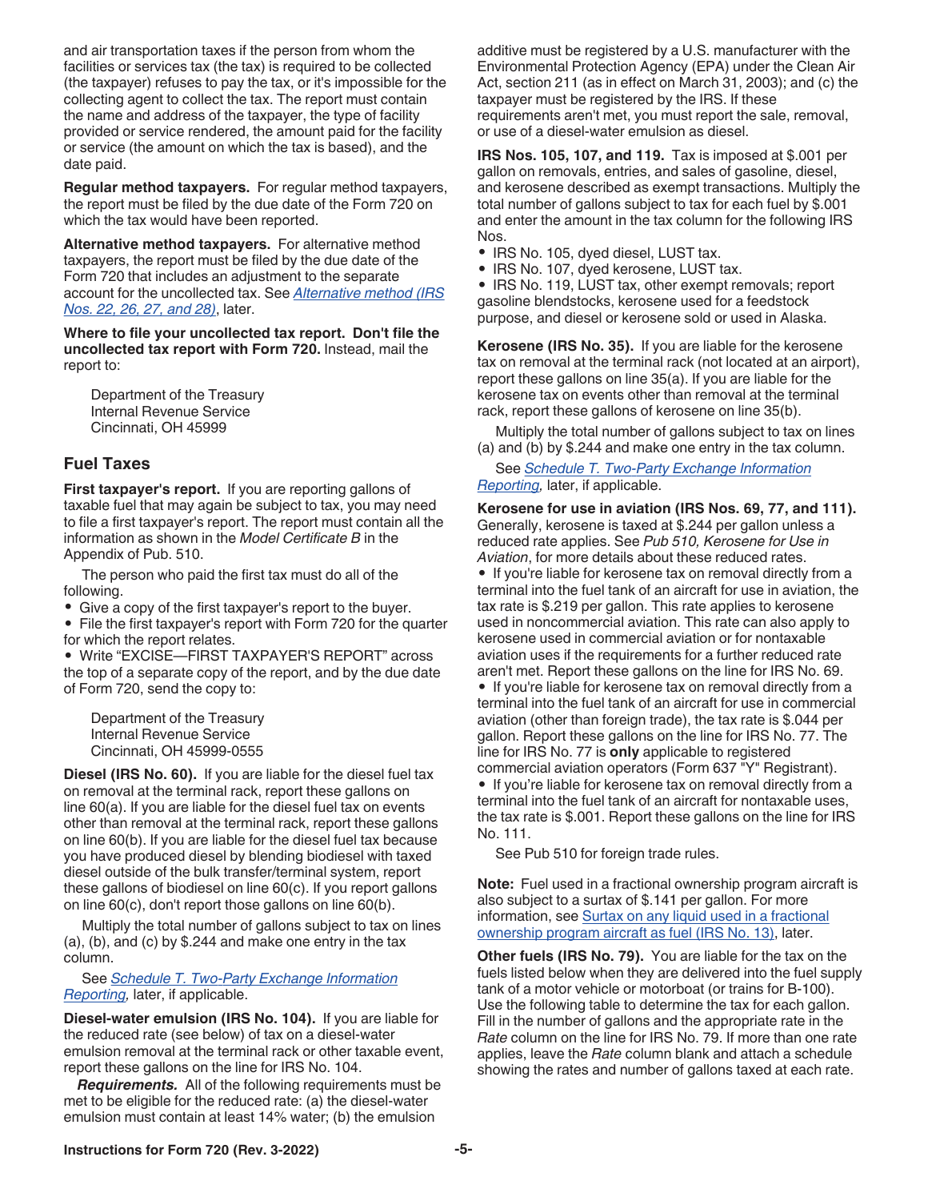and air transportation taxes if the person from whom the facilities or services tax (the tax) is required to be collected (the taxpayer) refuses to pay the tax, or it's impossible for the collecting agent to collect the tax. The report must contain the name and address of the taxpayer, the type of facility provided or service rendered, the amount paid for the facility or service (the amount on which the tax is based), and the date paid.

**Regular method taxpayers.** For regular method taxpayers, the report must be filed by the due date of the Form 720 on which the tax would have been reported.

**Alternative method taxpayers.** For alternative method taxpayers, the report must be filed by the due date of the Form 720 that includes an adjustment to the separate account for the uncollected tax. See *Alternative method (IRS Nos. 22, 26, 27, and 28)*, later.

**Where to file your uncollected tax report. Don't file the uncollected tax report with Form 720.** Instead, mail the report to:

Department of the Treasury
Internal Revenue Service
Cincinnati, OH 45999

## Fuel Taxes

**First taxpayer's report.** If you are reporting gallons of taxable fuel that may again be subject to tax, you may need to file a first taxpayer's report. The report must contain all the information as shown in the *Model Certificate B* in the Appendix of Pub. 510.

The person who paid the first tax must do all of the following.

- Give a copy of the first taxpayer's report to the buyer.
- File the first taxpayer's report with Form 720 for the quarter for which the report relates.
- Write "EXCISE—FIRST TAXPAYER'S REPORT" across the top of a separate copy of the report, and by the due date of Form 720, send the copy to:

Department of the Treasury
Internal Revenue Service
Cincinnati, OH 45999-0555

**Diesel (IRS No. 60).** If you are liable for the diesel fuel tax on removal at the terminal rack, report these gallons on line 60(a). If you are liable for the diesel fuel tax on events other than removal at the terminal rack, report these gallons on line 60(b). If you are liable for the diesel fuel tax because you have produced diesel by blending biodiesel with taxed diesel outside of the bulk transfer/terminal system, report these gallons of biodiesel on line 60(c). If you report gallons on line 60(c), don't report those gallons on line 60(b).

Multiply the total number of gallons subject to tax on lines (a), (b), and (c) by $.244 and make one entry in the tax column.

See *Schedule T. Two-Party Exchange Information Reporting*, later, if applicable.

**Diesel-water emulsion (IRS No. 104).** If you are liable for the reduced rate (see below) of tax on a diesel-water emulsion removal at the terminal rack or other taxable event, report these gallons on the line for IRS No. 104.

***Requirements.*** All of the following requirements must be met to be eligible for the reduced rate: (a) the diesel-water emulsion must contain at least 14% water; (b) the emulsion additive must be registered by a U.S. manufacturer with the Environmental Protection Agency (EPA) under the Clean Air Act, section 211 (as in effect on March 31, 2003); and (c) the taxpayer must be registered by the IRS. If these requirements aren't met, you must report the sale, removal, or use of a diesel-water emulsion as diesel.

**IRS Nos. 105, 107, and 119.** Tax is imposed at $.001 per gallon on removals, entries, and sales of gasoline, diesel, and kerosene described as exempt transactions. Multiply the total number of gallons subject to tax for each fuel by $.001 and enter the amount in the tax column for the following IRS Nos.

- IRS No. 105, dyed diesel, LUST tax.
- IRS No. 107, dyed kerosene, LUST tax.
- IRS No. 119, LUST tax, other exempt removals; report gasoline blendstocks, kerosene used for a feedstock purpose, and diesel or kerosene sold or used in Alaska.

**Kerosene (IRS No. 35).** If you are liable for the kerosene tax on removal at the terminal rack (not located at an airport), report these gallons on line 35(a). If you are liable for the kerosene tax on events other than removal at the terminal rack, report these gallons of kerosene on line 35(b).

Multiply the total number of gallons subject to tax on lines (a) and (b) by $.244 and make one entry in the tax column.

See *Schedule T. Two-Party Exchange Information Reporting*, later, if applicable.

**Kerosene for use in aviation (IRS Nos. 69, 77, and 111).** Generally, kerosene is taxed at $.244 per gallon unless a reduced rate applies. See *Pub 510, Kerosene for Use in Aviation*, for more details about these reduced rates.

- If you're liable for kerosene tax on removal directly from a terminal into the fuel tank of an aircraft for use in aviation, the tax rate is $.219 per gallon. This rate applies to kerosene used in noncommercial aviation. This rate can also apply to kerosene used in commercial aviation or for nontaxable aviation uses if the requirements for a further reduced rate aren't met. Report these gallons on the line for IRS No. 69.
- If you're liable for kerosene tax on removal directly from a terminal into the fuel tank of an aircraft for use in commercial aviation (other than foreign trade), the tax rate is $.044 per gallon. Report these gallons on the line for IRS No. 77. The line for IRS No. 77 is **only** applicable to registered commercial aviation operators (Form 637 "Y" Registrant).
- If you're liable for kerosene tax on removal directly from a terminal into the fuel tank of an aircraft for nontaxable uses, the tax rate is $.001. Report these gallons on the line for IRS No. 111.

See Pub 510 for foreign trade rules.

**Note:** Fuel used in a fractional ownership program aircraft is also subject to a surtax of $.141 per gallon. For more information, see Surtax on any liquid used in a fractional ownership program aircraft as fuel (IRS No. 13), later.

**Other fuels (IRS No. 79).** You are liable for the tax on the fuels listed below when they are delivered into the fuel supply tank of a motor vehicle or motorboat (or trains for B-100). Use the following table to determine the tax for each gallon. Fill in the number of gallons and the appropriate rate in the *Rate* column on the line for IRS No. 79. If more than one rate applies, leave the *Rate* column blank and attach a schedule showing the rates and number of gallons taxed at each rate.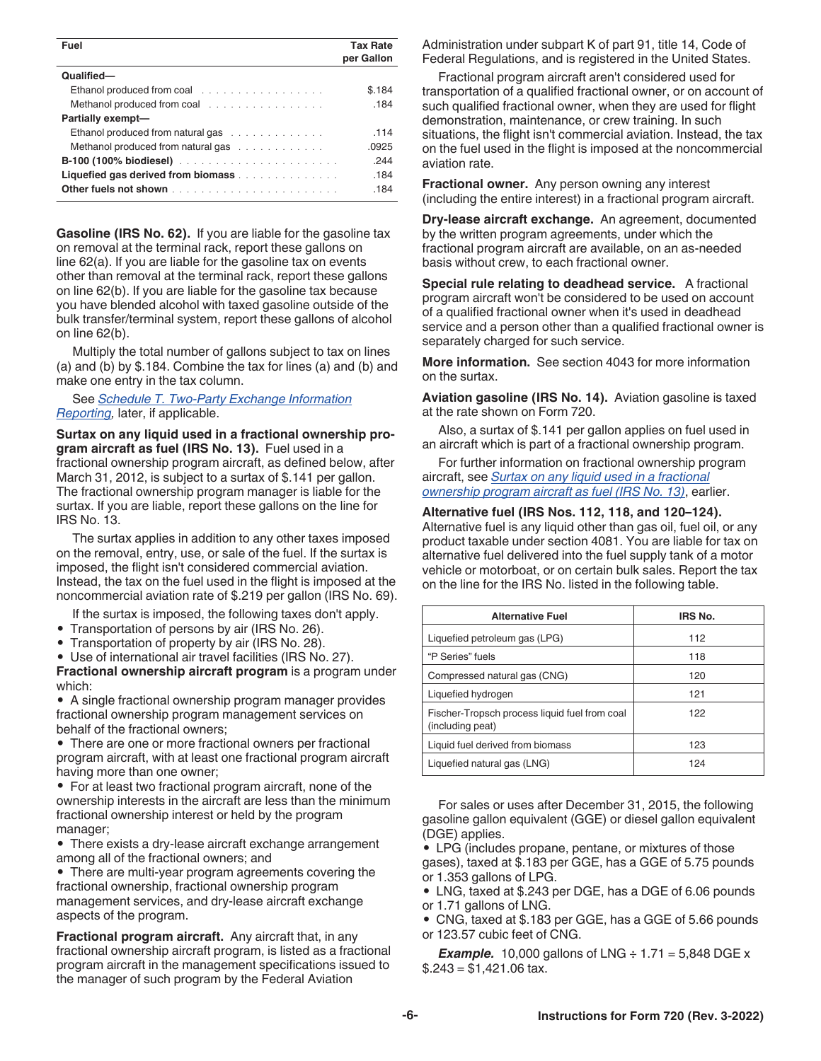| Fuel | Tax Rate per Gallon |
| --- | --- |
| **Qualified—** | |
| Ethanol produced from coal | $.184 |
| Methanol produced from coal | .184 |
| **Partially exempt—** | |
| Ethanol produced from natural gas | .114 |
| Methanol produced from natural gas | .0925 |
| **B-100 (100% biodiesel)** | .244 |
| **Liquefied gas derived from biomass** | .184 |
| **Other fuels not shown** | .184 |

**Gasoline (IRS No. 62).** If you are liable for the gasoline tax on removal at the terminal rack, report these gallons on line 62(a). If you are liable for the gasoline tax on events other than removal at the terminal rack, report these gallons on line 62(b). If you are liable for the gasoline tax because you have blended alcohol with taxed gasoline outside of the bulk transfer/terminal system, report these gallons of alcohol on line 62(b).

Multiply the total number of gallons subject to tax on lines (a) and (b) by $.184. Combine the tax for lines (a) and (b) and make one entry in the tax column.

See *Schedule T. Two-Party Exchange Information Reporting,* later, if applicable.

**Surtax on any liquid used in a fractional ownership program aircraft as fuel (IRS No. 13).** Fuel used in a fractional ownership program aircraft, as defined below, after March 31, 2012, is subject to a surtax of $.141 per gallon. The fractional ownership program manager is liable for the surtax. If you are liable, report these gallons on the line for IRS No. 13.

The surtax applies in addition to any other taxes imposed on the removal, entry, use, or sale of the fuel. If the surtax is imposed, the flight isn't considered commercial aviation. Instead, the tax on the fuel used in the flight is imposed at the noncommercial aviation rate of $.219 per gallon (IRS No. 69).

If the surtax is imposed, the following taxes don't apply.

- Transportation of persons by air (IRS No. 26).
- Transportation of property by air (IRS No. 28).
- Use of international air travel facilities (IRS No. 27).

**Fractional ownership aircraft program** is a program under which:

- A single fractional ownership program manager provides fractional ownership program management services on behalf of the fractional owners;
- There are one or more fractional owners per fractional program aircraft, with at least one fractional program aircraft having more than one owner;
- For at least two fractional program aircraft, none of the ownership interests in the aircraft are less than the minimum fractional ownership interest or held by the program manager;
- There exists a dry-lease aircraft exchange arrangement among all of the fractional owners; and
- There are multi-year program agreements covering the fractional ownership, fractional ownership program management services, and dry-lease aircraft exchange aspects of the program.

**Fractional program aircraft.** Any aircraft that, in any fractional ownership aircraft program, is listed as a fractional program aircraft in the management specifications issued to the manager of such program by the Federal Aviation Administration under subpart K of part 91, title 14, Code of Federal Regulations, and is registered in the United States.

Fractional program aircraft aren't considered used for transportation of a qualified fractional owner, or on account of such qualified fractional owner, when they are used for flight demonstration, maintenance, or crew training. In such situations, the flight isn't commercial aviation. Instead, the tax on the fuel used in the flight is imposed at the noncommercial aviation rate.

**Fractional owner.** Any person owning any interest (including the entire interest) in a fractional program aircraft.

**Dry-lease aircraft exchange.** An agreement, documented by the written program agreements, under which the fractional program aircraft are available, on an as-needed basis without crew, to each fractional owner.

**Special rule relating to deadhead service.** A fractional program aircraft won't be considered to be used on account of a qualified fractional owner when it's used in deadhead service and a person other than a qualified fractional owner is separately charged for such service.

**More information.** See section 4043 for more information on the surtax.

**Aviation gasoline (IRS No. 14).** Aviation gasoline is taxed at the rate shown on Form 720.

Also, a surtax of $.141 per gallon applies on fuel used in an aircraft which is part of a fractional ownership program.

For further information on fractional ownership program aircraft, see *Surtax on any liquid used in a fractional ownership program aircraft as fuel (IRS No. 13)*, earlier.

**Alternative fuel (IRS Nos. 112, 118, and 120–124).** Alternative fuel is any liquid other than gas oil, fuel oil, or any product taxable under section 4081. You are liable for tax on alternative fuel delivered into the fuel supply tank of a motor vehicle or motorboat, or on certain bulk sales. Report the tax on the line for the IRS No. listed in the following table.

| Alternative Fuel | IRS No. |
| --- | --- |
| Liquefied petroleum gas (LPG) | 112 |
| "P Series" fuels | 118 |
| Compressed natural gas (CNG) | 120 |
| Liquefied hydrogen | 121 |
| Fischer-Tropsch process liquid fuel from coal (including peat) | 122 |
| Liquid fuel derived from biomass | 123 |
| Liquefied natural gas (LNG) | 124 |

For sales or uses after December 31, 2015, the following gasoline gallon equivalent (GGE) or diesel gallon equivalent (DGE) applies.

- LPG (includes propane, pentane, or mixtures of those gases), taxed at $.183 per GGE, has a GGE of 5.75 pounds or 1.353 gallons of LPG.
- LNG, taxed at $.243 per DGE, has a DGE of 6.06 pounds or 1.71 gallons of LNG.
- CNG, taxed at $.183 per GGE, has a GGE of 5.66 pounds or 123.57 cubic feet of CNG.

***Example.*** 10,000 gallons of LNG ÷ 1.71 = 5,848 DGE x $.243 = $1,421.06 tax.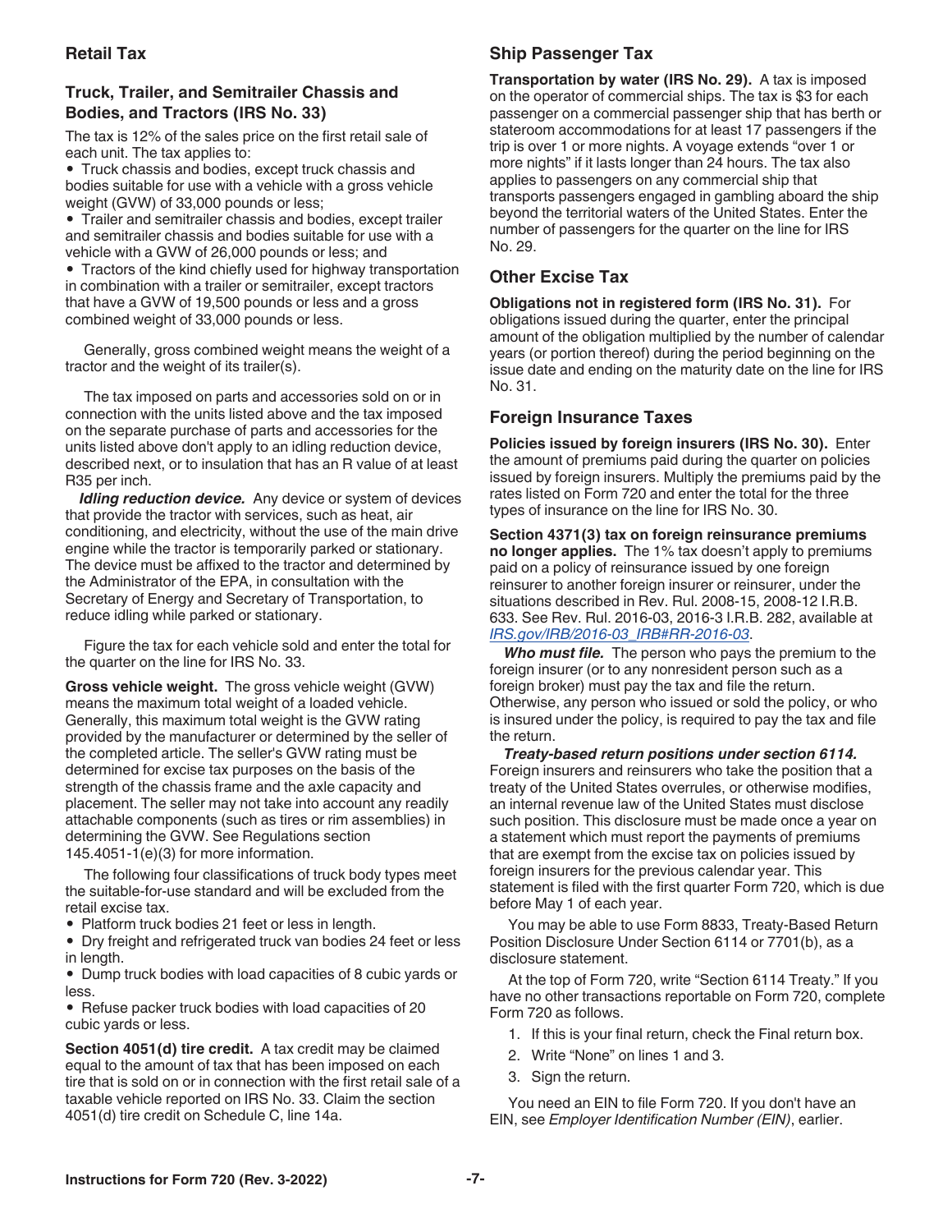## Retail Tax

### Truck, Trailer, and Semitrailer Chassis and Bodies, and Tractors (IRS No. 33)

The tax is 12% of the sales price on the first retail sale of each unit. The tax applies to:

- Truck chassis and bodies, except truck chassis and bodies suitable for use with a vehicle with a gross vehicle weight (GVW) of 33,000 pounds or less;
- Trailer and semitrailer chassis and bodies, except trailer and semitrailer chassis and bodies suitable for use with a vehicle with a GVW of 26,000 pounds or less; and
- Tractors of the kind chiefly used for highway transportation in combination with a trailer or semitrailer, except tractors that have a GVW of 19,500 pounds or less and a gross combined weight of 33,000 pounds or less.

Generally, gross combined weight means the weight of a tractor and the weight of its trailer(s).

The tax imposed on parts and accessories sold on or in connection with the units listed above and the tax imposed on the separate purchase of parts and accessories for the units listed above don't apply to an idling reduction device, described next, or to insulation that has an R value of at least R35 per inch.

***Idling reduction device.*** Any device or system of devices that provide the tractor with services, such as heat, air conditioning, and electricity, without the use of the main drive engine while the tractor is temporarily parked or stationary. The device must be affixed to the tractor and determined by the Administrator of the EPA, in consultation with the Secretary of Energy and Secretary of Transportation, to reduce idling while parked or stationary.

Figure the tax for each vehicle sold and enter the total for the quarter on the line for IRS No. 33.

**Gross vehicle weight.** The gross vehicle weight (GVW) means the maximum total weight of a loaded vehicle. Generally, this maximum total weight is the GVW rating provided by the manufacturer or determined by the seller of the completed article. The seller's GVW rating must be determined for excise tax purposes on the basis of the strength of the chassis frame and the axle capacity and placement. The seller may not take into account any readily attachable components (such as tires or rim assemblies) in determining the GVW. See Regulations section 145.4051-1(e)(3) for more information.

The following four classifications of truck body types meet the suitable-for-use standard and will be excluded from the retail excise tax.

- Platform truck bodies 21 feet or less in length.
- Dry freight and refrigerated truck van bodies 24 feet or less in length.
- Dump truck bodies with load capacities of 8 cubic yards or less.
- Refuse packer truck bodies with load capacities of 20 cubic yards or less.

**Section 4051(d) tire credit.** A tax credit may be claimed equal to the amount of tax that has been imposed on each tire that is sold on or in connection with the first retail sale of a taxable vehicle reported on IRS No. 33. Claim the section 4051(d) tire credit on Schedule C, line 14a.

## Ship Passenger Tax

**Transportation by water (IRS No. 29).** A tax is imposed on the operator of commercial ships. The tax is $3 for each passenger on a commercial passenger ship that has berth or stateroom accommodations for at least 17 passengers if the trip is over 1 or more nights. A voyage extends "over 1 or more nights" if it lasts longer than 24 hours. The tax also applies to passengers on any commercial ship that transports passengers engaged in gambling aboard the ship beyond the territorial waters of the United States. Enter the number of passengers for the quarter on the line for IRS No. 29.

## Other Excise Tax

**Obligations not in registered form (IRS No. 31).** For obligations issued during the quarter, enter the principal amount of the obligation multiplied by the number of calendar years (or portion thereof) during the period beginning on the issue date and ending on the maturity date on the line for IRS No. 31.

## Foreign Insurance Taxes

**Policies issued by foreign insurers (IRS No. 30).** Enter the amount of premiums paid during the quarter on policies issued by foreign insurers. Multiply the premiums paid by the rates listed on Form 720 and enter the total for the three types of insurance on the line for IRS No. 30.

**Section 4371(3) tax on foreign reinsurance premiums no longer applies.** The 1% tax doesn't apply to premiums paid on a policy of reinsurance issued by one foreign reinsurer to another foreign insurer or reinsurer, under the situations described in Rev. Rul. 2008-15, 2008-12 I.R.B. 633. See Rev. Rul. 2016-03, 2016-3 I.R.B. 282, available at *IRS.gov/IRB/2016-03_IRB#RR-2016-03*.

***Who must file.*** The person who pays the premium to the foreign insurer (or to any nonresident person such as a foreign broker) must pay the tax and file the return. Otherwise, any person who issued or sold the policy, or who is insured under the policy, is required to pay the tax and file the return.

***Treaty-based return positions under section 6114.*** Foreign insurers and reinsurers who take the position that a treaty of the United States overrules, or otherwise modifies, an internal revenue law of the United States must disclose such position. This disclosure must be made once a year on a statement which must report the payments of premiums that are exempt from the excise tax on policies issued by foreign insurers for the previous calendar year. This statement is filed with the first quarter Form 720, which is due before May 1 of each year.

You may be able to use Form 8833, Treaty-Based Return Position Disclosure Under Section 6114 or 7701(b), as a disclosure statement.

At the top of Form 720, write "Section 6114 Treaty." If you have no other transactions reportable on Form 720, complete Form 720 as follows.

1. If this is your final return, check the Final return box.
2. Write "None" on lines 1 and 3.
3. Sign the return.

You need an EIN to file Form 720. If you don't have an EIN, see *Employer Identification Number (EIN)*, earlier.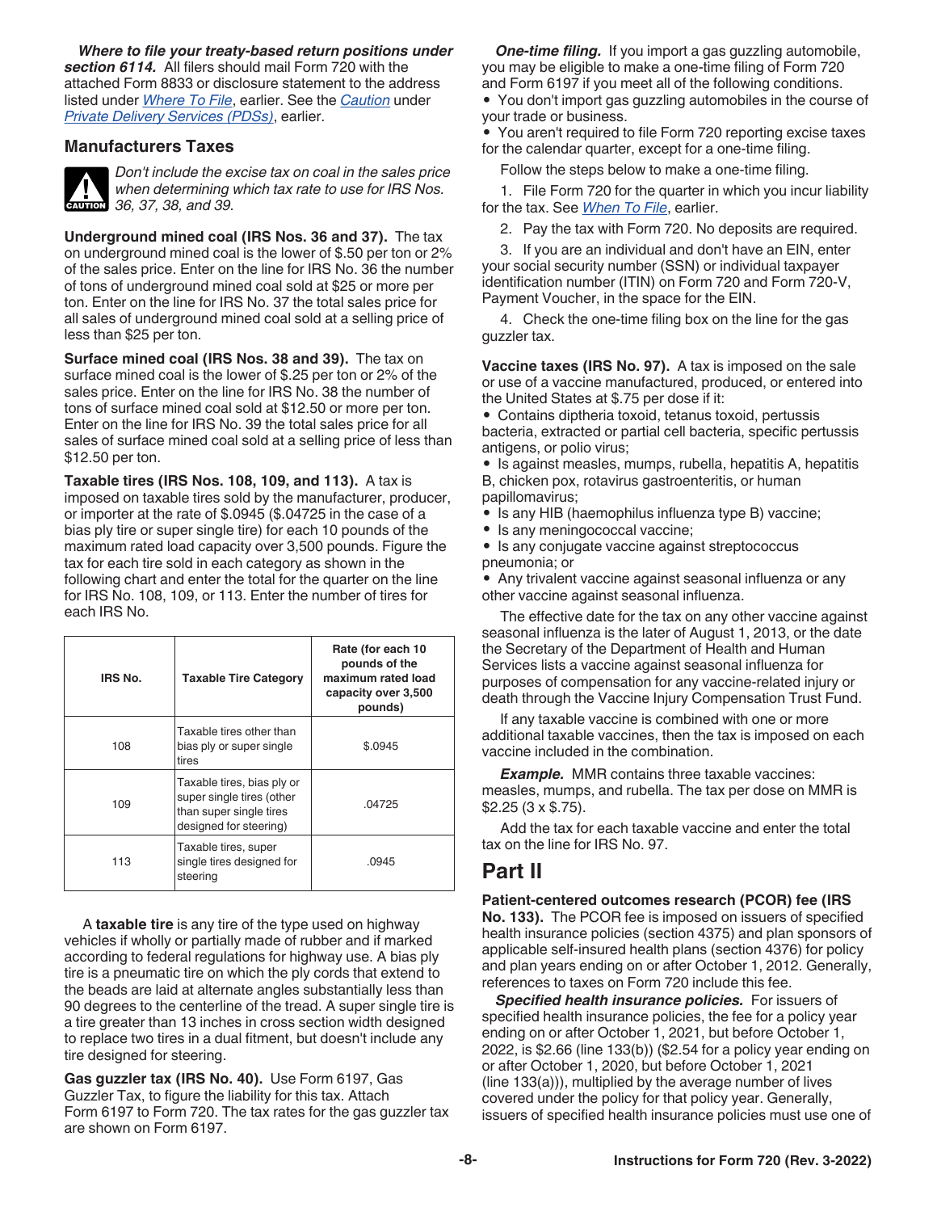***Where to file your treaty-based return positions under section 6114.*** All filers should mail Form 720 with the attached Form 8833 or disclosure statement to the address listed under *Where To File*, earlier. See the *Caution* under *Private Delivery Services (PDSs)*, earlier.

### Manufacturers Taxes

**CAUTION:** *Don't include the excise tax on coal in the sales price when determining which tax rate to use for IRS Nos. 36, 37, 38, and 39.*

**Underground mined coal (IRS Nos. 36 and 37).** The tax on underground mined coal is the lower of $.50 per ton or 2% of the sales price. Enter on the line for IRS No. 36 the number of tons of underground mined coal sold at $25 or more per ton. Enter on the line for IRS No. 37 the total sales price for all sales of underground mined coal sold at a selling price of less than $25 per ton.

**Surface mined coal (IRS Nos. 38 and 39).** The tax on surface mined coal is the lower of $.25 per ton or 2% of the sales price. Enter on the line for IRS No. 38 the number of tons of surface mined coal sold at $12.50 or more per ton. Enter on the line for IRS No. 39 the total sales price for all sales of surface mined coal sold at a selling price of less than $12.50 per ton.

**Taxable tires (IRS Nos. 108, 109, and 113).** A tax is imposed on taxable tires sold by the manufacturer, producer, or importer at the rate of $.0945 ($.04725 in the case of a bias ply tire or super single tire) for each 10 pounds of the maximum rated load capacity over 3,500 pounds. Figure the tax for each tire sold in each category as shown in the following chart and enter the total for the quarter on the line for IRS No. 108, 109, or 113. Enter the number of tires for each IRS No.

| IRS No. | Taxable Tire Category | Rate (for each 10 pounds of the maximum rated load capacity over 3,500 pounds) |
|---|---|---|
| 108 | Taxable tires other than bias ply or super single tires | $.0945 |
| 109 | Taxable tires, bias ply or super single tires (other than super single tires designed for steering) | .04725 |
| 113 | Taxable tires, super single tires designed for steering | .0945 |

A **taxable tire** is any tire of the type used on highway vehicles if wholly or partially made of rubber and if marked according to federal regulations for highway use. A bias ply tire is a pneumatic tire on which the ply cords that extend to the beads are laid at alternate angles substantially less than 90 degrees to the centerline of the tread. A super single tire is a tire greater than 13 inches in cross section width designed to replace two tires in a dual fitment, but doesn't include any tire designed for steering.

**Gas guzzler tax (IRS No. 40).** Use Form 6197, Gas Guzzler Tax, to figure the liability for this tax. Attach Form 6197 to Form 720. The tax rates for the gas guzzler tax are shown on Form 6197.

***One-time filing.*** If you import a gas guzzling automobile, you may be eligible to make a one-time filing of Form 720 and Form 6197 if you meet all of the following conditions.

- You don't import gas guzzling automobiles in the course of your trade or business.
- You aren't required to file Form 720 reporting excise taxes for the calendar quarter, except for a one-time filing.

Follow the steps below to make a one-time filing.

1. File Form 720 for the quarter in which you incur liability for the tax. See *When To File*, earlier.
2. Pay the tax with Form 720. No deposits are required.
3. If you are an individual and don't have an EIN, enter your social security number (SSN) or individual taxpayer identification number (ITIN) on Form 720 and Form 720-V, Payment Voucher, in the space for the EIN.
4. Check the one-time filing box on the line for the gas guzzler tax.

**Vaccine taxes (IRS No. 97).** A tax is imposed on the sale or use of a vaccine manufactured, produced, or entered into the United States at $.75 per dose if it:

- Contains diptheria toxoid, tetanus toxoid, pertussis bacteria, extracted or partial cell bacteria, specific pertussis antigens, or polio virus;
- Is against measles, mumps, rubella, hepatitis A, hepatitis B, chicken pox, rotavirus gastroenteritis, or human papillomavirus;
- Is any HIB (haemophilus influenza type B) vaccine;
- Is any meningococcal vaccine;
- Is any conjugate vaccine against streptococcus pneumonia; or
- Any trivalent vaccine against seasonal influenza or any other vaccine against seasonal influenza.

The effective date for the tax on any other vaccine against seasonal influenza is the later of August 1, 2013, or the date the Secretary of the Department of Health and Human Services lists a vaccine against seasonal influenza for purposes of compensation for any vaccine-related injury or death through the Vaccine Injury Compensation Trust Fund.

If any taxable vaccine is combined with one or more additional taxable vaccines, then the tax is imposed on each vaccine included in the combination.

***Example.*** MMR contains three taxable vaccines: measles, mumps, and rubella. The tax per dose on MMR is $2.25 (3 x $.75).

Add the tax for each taxable vaccine and enter the total tax on the line for IRS No. 97.

## Part II

**Patient-centered outcomes research (PCOR) fee (IRS No. 133).** The PCOR fee is imposed on issuers of specified health insurance policies (section 4375) and plan sponsors of applicable self-insured health plans (section 4376) for policy and plan years ending on or after October 1, 2012. Generally, references to taxes on Form 720 include this fee.

***Specified health insurance policies.*** For issuers of specified health insurance policies, the fee for a policy year ending on or after October 1, 2021, but before October 1, 2022, is $2.66 (line 133(b)) ($2.54 for a policy year ending on or after October 1, 2020, but before October 1, 2021 (line 133(a))), multiplied by the average number of lives covered under the policy for that policy year. Generally, issuers of specified health insurance policies must use one of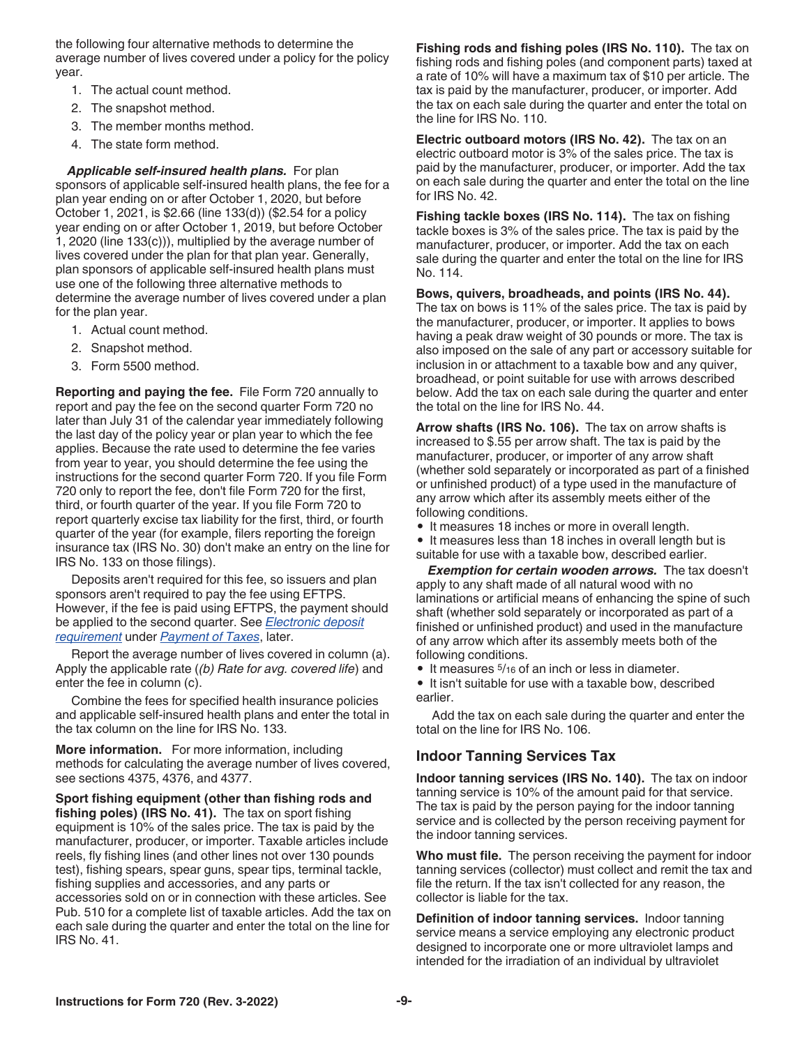the following four alternative methods to determine the average number of lives covered under a policy for the policy year.

1. The actual count method.
2. The snapshot method.
3. The member months method.
4. The state form method.

***Applicable self-insured health plans.*** For plan sponsors of applicable self-insured health plans, the fee for a plan year ending on or after October 1, 2020, but before October 1, 2021, is $2.66 (line 133(d)) ($2.54 for a policy year ending on or after October 1, 2019, but before October 1, 2020 (line 133(c))), multiplied by the average number of lives covered under the plan for that plan year. Generally, plan sponsors of applicable self-insured health plans must use one of the following three alternative methods to determine the average number of lives covered under a plan for the plan year.

1. Actual count method.
2. Snapshot method.
3. Form 5500 method.

**Reporting and paying the fee.** File Form 720 annually to report and pay the fee on the second quarter Form 720 no later than July 31 of the calendar year immediately following the last day of the policy year or plan year to which the fee applies. Because the rate used to determine the fee varies from year to year, you should determine the fee using the instructions for the second quarter Form 720. If you file Form 720 only to report the fee, don't file Form 720 for the first, third, or fourth quarter of the year. If you file Form 720 to report quarterly excise tax liability for the first, third, or fourth quarter of the year (for example, filers reporting the foreign insurance tax (IRS No. 30) don't make an entry on the line for IRS No. 133 on those filings).

Deposits aren't required for this fee, so issuers and plan sponsors aren't required to pay the fee using EFTPS. However, if the fee is paid using EFTPS, the payment should be applied to the second quarter. See *Electronic deposit requirement* under *Payment of Taxes*, later.

Report the average number of lives covered in column (a). Apply the applicable rate (*(b) Rate for avg. covered life*) and enter the fee in column (c).

Combine the fees for specified health insurance policies and applicable self-insured health plans and enter the total in the tax column on the line for IRS No. 133.

**More information.** For more information, including methods for calculating the average number of lives covered, see sections 4375, 4376, and 4377.

**Sport fishing equipment (other than fishing rods and fishing poles) (IRS No. 41).** The tax on sport fishing equipment is 10% of the sales price. The tax is paid by the manufacturer, producer, or importer. Taxable articles include reels, fly fishing lines (and other lines not over 130 pounds test), fishing spears, spear guns, spear tips, terminal tackle, fishing supplies and accessories, and any parts or accessories sold on or in connection with these articles. See Pub. 510 for a complete list of taxable articles. Add the tax on each sale during the quarter and enter the total on the line for IRS No. 41.

**Fishing rods and fishing poles (IRS No. 110).** The tax on fishing rods and fishing poles (and component parts) taxed at a rate of 10% will have a maximum tax of $10 per article. The tax is paid by the manufacturer, producer, or importer. Add the tax on each sale during the quarter and enter the total on the line for IRS No. 110.

**Electric outboard motors (IRS No. 42).** The tax on an electric outboard motor is 3% of the sales price. The tax is paid by the manufacturer, producer, or importer. Add the tax on each sale during the quarter and enter the total on the line for IRS No. 42.

**Fishing tackle boxes (IRS No. 114).** The tax on fishing tackle boxes is 3% of the sales price. The tax is paid by the manufacturer, producer, or importer. Add the tax on each sale during the quarter and enter the total on the line for IRS No. 114.

**Bows, quivers, broadheads, and points (IRS No. 44).** The tax on bows is 11% of the sales price. The tax is paid by the manufacturer, producer, or importer. It applies to bows having a peak draw weight of 30 pounds or more. The tax is also imposed on the sale of any part or accessory suitable for inclusion in or attachment to a taxable bow and any quiver, broadhead, or point suitable for use with arrows described below. Add the tax on each sale during the quarter and enter the total on the line for IRS No. 44.

**Arrow shafts (IRS No. 106).** The tax on arrow shafts is increased to $.55 per arrow shaft. The tax is paid by the manufacturer, producer, or importer of any arrow shaft (whether sold separately or incorporated as part of a finished or unfinished product) of a type used in the manufacture of any arrow which after its assembly meets either of the following conditions.

- It measures 18 inches or more in overall length.
- It measures less than 18 inches in overall length but is suitable for use with a taxable bow, described earlier.

***Exemption for certain wooden arrows.*** The tax doesn't apply to any shaft made of all natural wood with no laminations or artificial means of enhancing the spine of such shaft (whether sold separately or incorporated as part of a finished or unfinished product) and used in the manufacture of any arrow which after its assembly meets both of the following conditions.

- It measures $5/16$ of an inch or less in diameter.
- It isn't suitable for use with a taxable bow, described earlier.

Add the tax on each sale during the quarter and enter the total on the line for IRS No. 106.

## Indoor Tanning Services Tax

**Indoor tanning services (IRS No. 140).** The tax on indoor tanning service is 10% of the amount paid for that service. The tax is paid by the person paying for the indoor tanning service and is collected by the person receiving payment for the indoor tanning services.

**Who must file.** The person receiving the payment for indoor tanning services (collector) must collect and remit the tax and file the return. If the tax isn't collected for any reason, the collector is liable for the tax.

**Definition of indoor tanning services.** Indoor tanning service means a service employing any electronic product designed to incorporate one or more ultraviolet lamps and intended for the irradiation of an individual by ultraviolet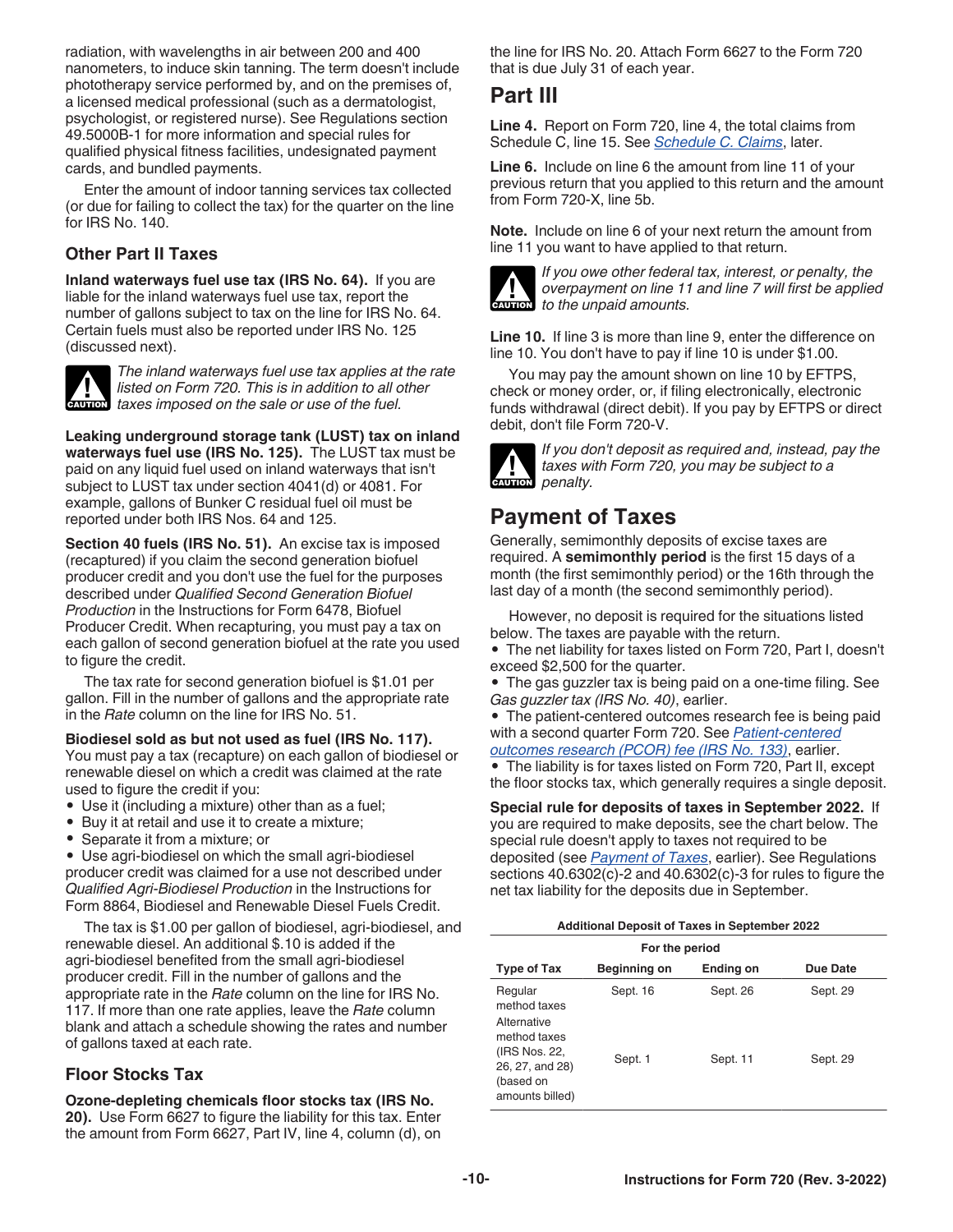radiation, with wavelengths in air between 200 and 400 nanometers, to induce skin tanning. The term doesn't include phototherapy service performed by, and on the premises of, a licensed medical professional (such as a dermatologist, psychologist, or registered nurse). See Regulations section 49.5000B-1 for more information and special rules for qualified physical fitness facilities, undesignated payment cards, and bundled payments.

Enter the amount of indoor tanning services tax collected (or due for failing to collect the tax) for the quarter on the line for IRS No. 140.

### Other Part II Taxes

**Inland waterways fuel use tax (IRS No. 64).** If you are liable for the inland waterways fuel use tax, report the number of gallons subject to tax on the line for IRS No. 64. Certain fuels must also be reported under IRS No. 125 (discussed next).

**CAUTION** *The inland waterways fuel use tax applies at the rate listed on Form 720. This is in addition to all other taxes imposed on the sale or use of the fuel.*

**Leaking underground storage tank (LUST) tax on inland waterways fuel use (IRS No. 125).** The LUST tax must be paid on any liquid fuel used on inland waterways that isn't subject to LUST tax under section 4041(d) or 4081. For example, gallons of Bunker C residual fuel oil must be reported under both IRS Nos. 64 and 125.

**Section 40 fuels (IRS No. 51).** An excise tax is imposed (recaptured) if you claim the second generation biofuel producer credit and you don't use the fuel for the purposes described under *Qualified Second Generation Biofuel Production* in the Instructions for Form 6478, Biofuel Producer Credit. When recapturing, you must pay a tax on each gallon of second generation biofuel at the rate you used to figure the credit.

The tax rate for second generation biofuel is $1.01 per gallon. Fill in the number of gallons and the appropriate rate in the *Rate* column on the line for IRS No. 51.

**Biodiesel sold as but not used as fuel (IRS No. 117).** You must pay a tax (recapture) on each gallon of biodiesel or renewable diesel on which a credit was claimed at the rate used to figure the credit if you:

- Use it (including a mixture) other than as a fuel;
- Buy it at retail and use it to create a mixture;
- Separate it from a mixture; or
- Use agri-biodiesel on which the small agri-biodiesel producer credit was claimed for a use not described under *Qualified Agri-Biodiesel Production* in the Instructions for Form 8864, Biodiesel and Renewable Diesel Fuels Credit.

The tax is $1.00 per gallon of biodiesel, agri-biodiesel, and renewable diesel. An additional $.10 is added if the agri-biodiesel benefited from the small agri-biodiesel producer credit. Fill in the number of gallons and the appropriate rate in the *Rate* column on the line for IRS No. 117. If more than one rate applies, leave the *Rate* column blank and attach a schedule showing the rates and number of gallons taxed at each rate.

### Floor Stocks Tax

**Ozone-depleting chemicals floor stocks tax (IRS No. 20).** Use Form 6627 to figure the liability for this tax. Enter the amount from Form 6627, Part IV, line 4, column (d), on the line for IRS No. 20. Attach Form 6627 to the Form 720 that is due July 31 of each year.

## Part III

**Line 4.** Report on Form 720, line 4, the total claims from Schedule C, line 15. See *Schedule C. Claims*, later.

**Line 6.** Include on line 6 the amount from line 11 of your previous return that you applied to this return and the amount from Form 720-X, line 5b.

**Note.** Include on line 6 of your next return the amount from line 11 you want to have applied to that return.

**CAUTION** *If you owe other federal tax, interest, or penalty, the overpayment on line 11 and line 7 will first be applied to the unpaid amounts.*

**Line 10.** If line 3 is more than line 9, enter the difference on line 10. You don't have to pay if line 10 is under $1.00.

You may pay the amount shown on line 10 by EFTPS, check or money order, or, if filing electronically, electronic funds withdrawal (direct debit). If you pay by EFTPS or direct debit, don't file Form 720-V.

**CAUTION** *If you don't deposit as required and, instead, pay the taxes with Form 720, you may be subject to a penalty.*

## Payment of Taxes

Generally, semimonthly deposits of excise taxes are required. A **semimonthly period** is the first 15 days of a month (the first semimonthly period) or the 16th through the last day of a month (the second semimonthly period).

However, no deposit is required for the situations listed below. The taxes are payable with the return.

- The net liability for taxes listed on Form 720, Part I, doesn't exceed $2,500 for the quarter.
- The gas guzzler tax is being paid on a one-time filing. See *Gas guzzler tax (IRS No. 40)*, earlier.
- The patient-centered outcomes research fee is being paid with a second quarter Form 720. See *Patient-centered outcomes research (PCOR) fee (IRS No. 133)*, earlier.
- The liability is for taxes listed on Form 720, Part II, except the floor stocks tax, which generally requires a single deposit.

**Special rule for deposits of taxes in September 2022.** If you are required to make deposits, see the chart below. The special rule doesn't apply to taxes not required to be deposited (see *Payment of Taxes*, earlier). See Regulations sections 40.6302(c)-2 and 40.6302(c)-3 for rules to figure the net tax liability for the deposits due in September.

**Additional Deposit of Taxes in September 2022**

| | For the period | | |
|---|---|---|---|
| **Type of Tax** | **Beginning on** | **Ending on** | **Due Date** |
| Regular method taxes | Sept. 16 | Sept. 26 | Sept. 29 |
| Alternative method taxes (IRS Nos. 22, 26, 27, and 28) (based on amounts billed) | Sept. 1 | Sept. 11 | Sept. 29 |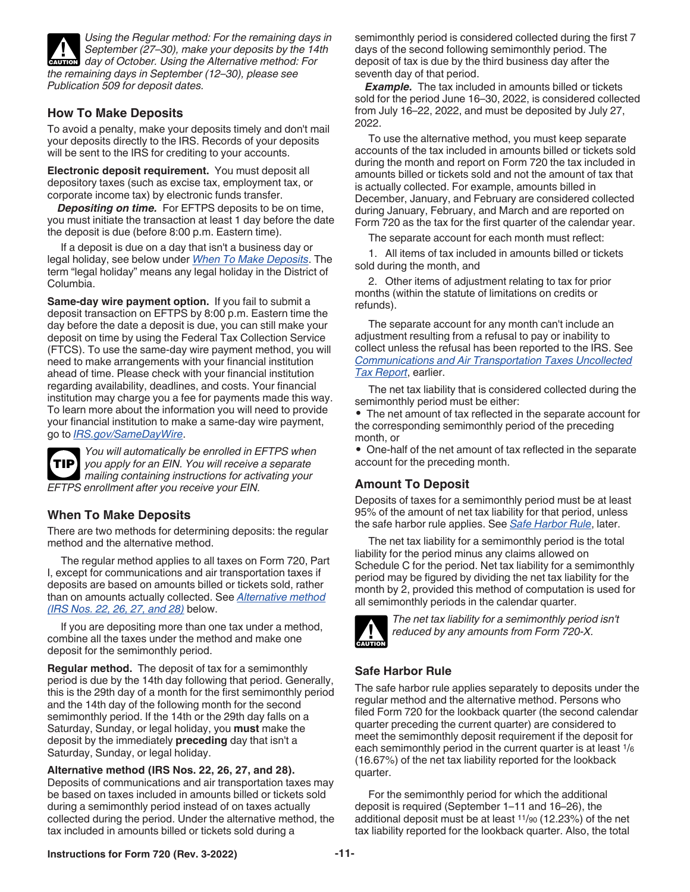**CAUTION** *Using the Regular method: For the remaining days in September (27–30), make your deposits by the 14th day of October. Using the Alternative method: For the remaining days in September (12–30), please see Publication 509 for deposit dates.*

### How To Make Deposits

To avoid a penalty, make your deposits timely and don't mail your deposits directly to the IRS. Records of your deposits will be sent to the IRS for crediting to your accounts.

**Electronic deposit requirement.** You must deposit all depository taxes (such as excise tax, employment tax, or corporate income tax) by electronic funds transfer.

***Depositing on time.*** For EFTPS deposits to be on time, you must initiate the transaction at least 1 day before the date the deposit is due (before 8:00 p.m. Eastern time).

If a deposit is due on a day that isn't a business day or legal holiday, see below under *When To Make Deposits*. The term "legal holiday" means any legal holiday in the District of Columbia.

**Same-day wire payment option.** If you fail to submit a deposit transaction on EFTPS by 8:00 p.m. Eastern time the day before the date a deposit is due, you can still make your deposit on time by using the Federal Tax Collection Service (FTCS). To use the same-day wire payment method, you will need to make arrangements with your financial institution ahead of time. Please check with your financial institution regarding availability, deadlines, and costs. Your financial institution may charge you a fee for payments made this way. To learn more about the information you will need to provide your financial institution to make a same-day wire payment, go to *IRS.gov/SameDayWire*.

**TIP** *You will automatically be enrolled in EFTPS when you apply for an EIN. You will receive a separate mailing containing instructions for activating your EFTPS enrollment after you receive your EIN.*

### When To Make Deposits

There are two methods for determining deposits: the regular method and the alternative method.

The regular method applies to all taxes on Form 720, Part I, except for communications and air transportation taxes if deposits are based on amounts billed or tickets sold, rather than on amounts actually collected. See *Alternative method (IRS Nos. 22, 26, 27, and 28)* below.

If you are depositing more than one tax under a method, combine all the taxes under the method and make one deposit for the semimonthly period.

**Regular method.** The deposit of tax for a semimonthly period is due by the 14th day following that period. Generally, this is the 29th day of a month for the first semimonthly period and the 14th day of the following month for the second semimonthly period. If the 14th or the 29th day falls on a Saturday, Sunday, or legal holiday, you **must** make the deposit by the immediately **preceding** day that isn't a Saturday, Sunday, or legal holiday.

**Alternative method (IRS Nos. 22, 26, 27, and 28).** Deposits of communications and air transportation taxes may be based on taxes included in amounts billed or tickets sold during a semimonthly period instead of on taxes actually collected during the period. Under the alternative method, the tax included in amounts billed or tickets sold during a semimonthly period is considered collected during the first 7 days of the second following semimonthly period. The deposit of tax is due by the third business day after the seventh day of that period.

***Example.*** The tax included in amounts billed or tickets sold for the period June 16–30, 2022, is considered collected from July 16–22, 2022, and must be deposited by July 27, 2022.

To use the alternative method, you must keep separate accounts of the tax included in amounts billed or tickets sold during the month and report on Form 720 the tax included in amounts billed or tickets sold and not the amount of tax that is actually collected. For example, amounts billed in December, January, and February are considered collected during January, February, and March and are reported on Form 720 as the tax for the first quarter of the calendar year.

The separate account for each month must reflect:

1. All items of tax included in amounts billed or tickets sold during the month, and

2. Other items of adjustment relating to tax for prior months (within the statute of limitations on credits or refunds).

The separate account for any month can't include an adjustment resulting from a refusal to pay or inability to collect unless the refusal has been reported to the IRS. See *Communications and Air Transportation Taxes Uncollected Tax Report*, earlier.

The net tax liability that is considered collected during the semimonthly period must be either:

- The net amount of tax reflected in the separate account for the corresponding semimonthly period of the preceding month, or
- One-half of the net amount of tax reflected in the separate account for the preceding month.

### Amount To Deposit

Deposits of taxes for a semimonthly period must be at least 95% of the amount of net tax liability for that period, unless the safe harbor rule applies. See *Safe Harbor Rule*, later.

The net tax liability for a semimonthly period is the total liability for the period minus any claims allowed on Schedule C for the period. Net tax liability for a semimonthly period may be figured by dividing the net tax liability for the month by 2, provided this method of computation is used for all semimonthly periods in the calendar quarter.

**CAUTION** *The net tax liability for a semimonthly period isn't reduced by any amounts from Form 720-X.*

### Safe Harbor Rule

The safe harbor rule applies separately to deposits under the regular method and the alternative method. Persons who filed Form 720 for the lookback quarter (the second calendar quarter preceding the current quarter) are considered to meet the semimonthly deposit requirement if the deposit for each semimonthly period in the current quarter is at least $1/6$ (16.67%) of the net tax liability reported for the lookback quarter.

For the semimonthly period for which the additional deposit is required (September 1–11 and 16–26), the additional deposit must be at least $11/90$ (12.23%) of the net tax liability reported for the lookback quarter. Also, the total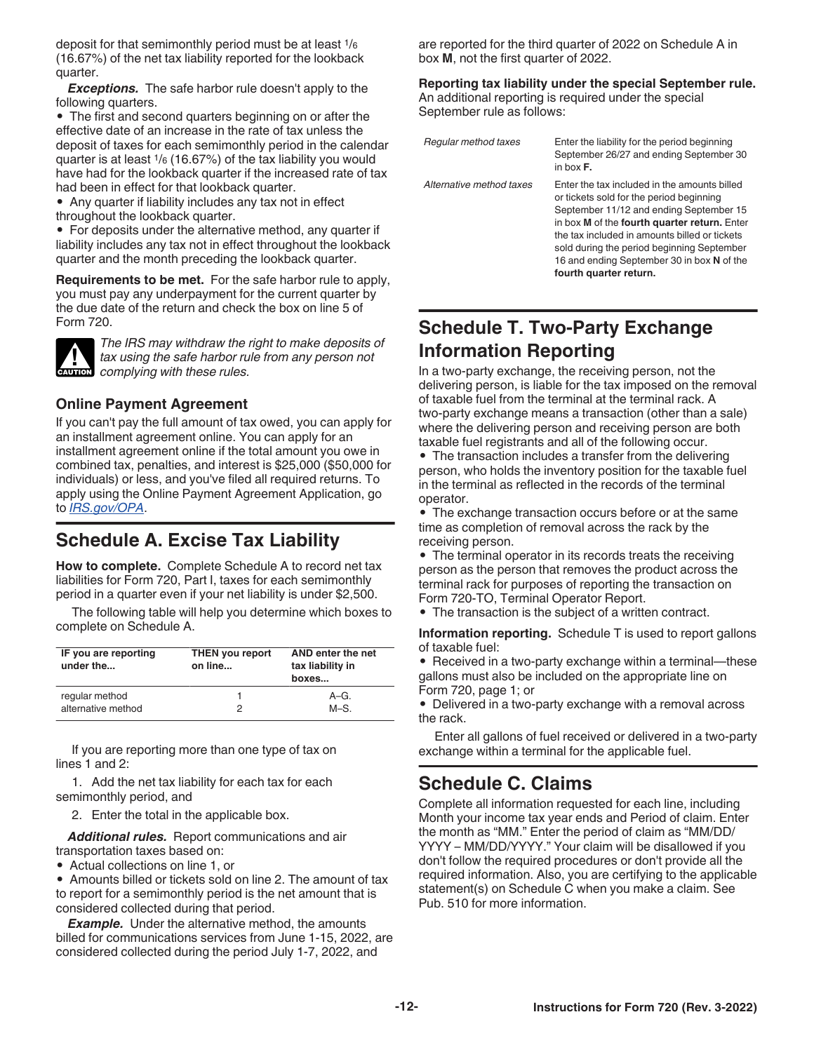deposit for that semimonthly period must be at least 1/6 (16.67%) of the net tax liability reported for the lookback quarter.

***Exceptions.*** The safe harbor rule doesn't apply to the following quarters.

- The first and second quarters beginning on or after the effective date of an increase in the rate of tax unless the deposit of taxes for each semimonthly period in the calendar quarter is at least 1/6 (16.67%) of the tax liability you would have had for the lookback quarter if the increased rate of tax had been in effect for that lookback quarter.
- Any quarter if liability includes any tax not in effect throughout the lookback quarter.
- For deposits under the alternative method, any quarter if liability includes any tax not in effect throughout the lookback quarter and the month preceding the lookback quarter.

**Requirements to be met.** For the safe harbor rule to apply, you must pay any underpayment for the current quarter by the due date of the return and check the box on line 5 of Form 720.

CAUTION: *The IRS may withdraw the right to make deposits of tax using the safe harbor rule from any person not complying with these rules.*

### Online Payment Agreement

If you can't pay the full amount of tax owed, you can apply for an installment agreement online. You can apply for an installment agreement online if the total amount you owe in combined tax, penalties, and interest is $25,000 ($50,000 for individuals) or less, and you've filed all required returns. To apply using the Online Payment Agreement Application, go to *IRS.gov/OPA*.

## Schedule A. Excise Tax Liability

**How to complete.** Complete Schedule A to record net tax liabilities for Form 720, Part I, taxes for each semimonthly period in a quarter even if your net liability is under $2,500.

The following table will help you determine which boxes to complete on Schedule A.

| IF you are reporting under the... | THEN you report on line... | AND enter the net tax liability in boxes... |
|---|---|---|
| regular method | 1 | A–G. |
| alternative method | 2 | M–S. |

If you are reporting more than one type of tax on lines 1 and 2:

1. Add the net tax liability for each tax for each semimonthly period, and
2. Enter the total in the applicable box.

***Additional rules.*** Report communications and air transportation taxes based on:

- Actual collections on line 1, or
- Amounts billed or tickets sold on line 2. The amount of tax to report for a semimonthly period is the net amount that is considered collected during that period.

***Example.*** Under the alternative method, the amounts billed for communications services from June 1-15, 2022, are considered collected during the period July 1-7, 2022, and are reported for the third quarter of 2022 on Schedule A in box **M**, not the first quarter of 2022.

**Reporting tax liability under the special September rule.** An additional reporting is required under the special September rule as follows:

| | |
|---|---|
| *Regular method taxes* | Enter the liability for the period beginning September 26/27 and ending September 30 in box **F.** |
| *Alternative method taxes* | Enter the tax included in the amounts billed or tickets sold for the period beginning September 11/12 and ending September 15 in box **M** of the **fourth quarter return.** Enter the tax included in amounts billed or tickets sold during the period beginning September 16 and ending September 30 in box **N** of the **fourth quarter return.** |

## Schedule T. Two-Party Exchange Information Reporting

In a two-party exchange, the receiving person, not the delivering person, is liable for the tax imposed on the removal of taxable fuel from the terminal at the terminal rack. A two-party exchange means a transaction (other than a sale) where the delivering person and receiving person are both taxable fuel registrants and all of the following occur.

- The transaction includes a transfer from the delivering person, who holds the inventory position for the taxable fuel in the terminal as reflected in the records of the terminal operator.
- The exchange transaction occurs before or at the same time as completion of removal across the rack by the receiving person.
- The terminal operator in its records treats the receiving person as the person that removes the product across the terminal rack for purposes of reporting the transaction on Form 720-TO, Terminal Operator Report.
- The transaction is the subject of a written contract.

**Information reporting.** Schedule T is used to report gallons of taxable fuel:

- Received in a two-party exchange within a terminal—these gallons must also be included on the appropriate line on Form 720, page 1; or
- Delivered in a two-party exchange with a removal across the rack.

Enter all gallons of fuel received or delivered in a two-party exchange within a terminal for the applicable fuel.

## Schedule C. Claims

Complete all information requested for each line, including Month your income tax year ends and Period of claim. Enter the month as "MM." Enter the period of claim as "MM/DD/YYYY – MM/DD/YYYY." Your claim will be disallowed if you don't follow the required procedures or don't provide all the required information. Also, you are certifying to the applicable statement(s) on Schedule C when you make a claim. See Pub. 510 for more information.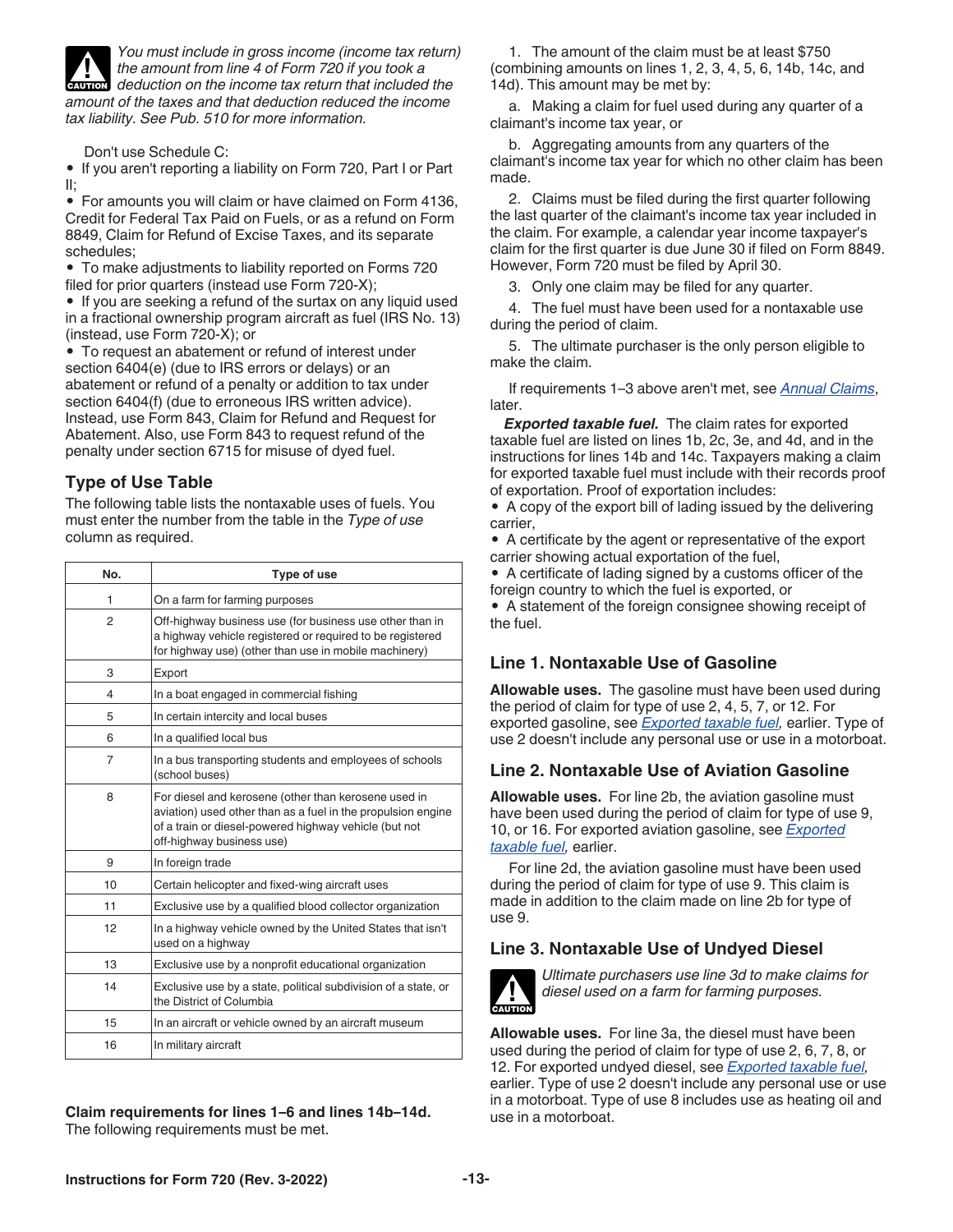**CAUTION** *You must include in gross income (income tax return) the amount from line 4 of Form 720 if you took a deduction on the income tax return that included the amount of the taxes and that deduction reduced the income tax liability. See Pub. 510 for more information.*

Don't use Schedule C:

- If you aren't reporting a liability on Form 720, Part I or Part II;
- For amounts you will claim or have claimed on Form 4136, Credit for Federal Tax Paid on Fuels, or as a refund on Form 8849, Claim for Refund of Excise Taxes, and its separate schedules;
- To make adjustments to liability reported on Forms 720 filed for prior quarters (instead use Form 720-X);
- If you are seeking a refund of the surtax on any liquid used in a fractional ownership program aircraft as fuel (IRS No. 13) (instead, use Form 720-X); or
- To request an abatement or refund of interest under section 6404(e) (due to IRS errors or delays) or an abatement or refund of a penalty or addition to tax under section 6404(f) (due to erroneous IRS written advice). Instead, use Form 843, Claim for Refund and Request for Abatement. Also, use Form 843 to request refund of the penalty under section 6715 for misuse of dyed fuel.

## Type of Use Table

The following table lists the nontaxable uses of fuels. You must enter the number from the table in the *Type of use* column as required.

| No. | Type of use |
|---|---|
| 1 | On a farm for farming purposes |
| 2 | Off-highway business use (for business use other than in a highway vehicle registered or required to be registered for highway use) (other than use in mobile machinery) |
| 3 | Export |
| 4 | In a boat engaged in commercial fishing |
| 5 | In certain intercity and local buses |
| 6 | In a qualified local bus |
| 7 | In a bus transporting students and employees of schools (school buses) |
| 8 | For diesel and kerosene (other than kerosene used in aviation) used other than as a fuel in the propulsion engine of a train or diesel-powered highway vehicle (but not off-highway business use) |
| 9 | In foreign trade |
| 10 | Certain helicopter and fixed-wing aircraft uses |
| 11 | Exclusive use by a qualified blood collector organization |
| 12 | In a highway vehicle owned by the United States that isn't used on a highway |
| 13 | Exclusive use by a nonprofit educational organization |
| 14 | Exclusive use by a state, political subdivision of a state, or the District of Columbia |
| 15 | In an aircraft or vehicle owned by an aircraft museum |
| 16 | In military aircraft |

**Claim requirements for lines 1–6 and lines 14b–14d.** The following requirements must be met.

1. The amount of the claim must be at least $750 (combining amounts on lines 1, 2, 3, 4, 5, 6, 14b, 14c, and 14d). This amount may be met by:

   a. Making a claim for fuel used during any quarter of a claimant's income tax year, or

   b. Aggregating amounts from any quarters of the claimant's income tax year for which no other claim has been made.

2. Claims must be filed during the first quarter following the last quarter of the claimant's income tax year included in the claim. For example, a calendar year income taxpayer's claim for the first quarter is due June 30 if filed on Form 8849. However, Form 720 must be filed by April 30.

3. Only one claim may be filed for any quarter.

4. The fuel must have been used for a nontaxable use during the period of claim.

5. The ultimate purchaser is the only person eligible to make the claim.

If requirements 1–3 above aren't met, see *Annual Claims*, later.

***Exported taxable fuel.*** The claim rates for exported taxable fuel are listed on lines 1b, 2c, 3e, and 4d, and in the instructions for lines 14b and 14c. Taxpayers making a claim for exported taxable fuel must include with their records proof of exportation. Proof of exportation includes:

- A copy of the export bill of lading issued by the delivering carrier,
- A certificate by the agent or representative of the export carrier showing actual exportation of the fuel,
- A certificate of lading signed by a customs officer of the foreign country to which the fuel is exported, or
- A statement of the foreign consignee showing receipt of the fuel.

## Line 1. Nontaxable Use of Gasoline

**Allowable uses.** The gasoline must have been used during the period of claim for type of use 2, 4, 5, 7, or 12. For exported gasoline, see *Exported taxable fuel,* earlier. Type of use 2 doesn't include any personal use or use in a motorboat.

## Line 2. Nontaxable Use of Aviation Gasoline

**Allowable uses.** For line 2b, the aviation gasoline must have been used during the period of claim for type of use 9, 10, or 16. For exported aviation gasoline, see *Exported taxable fuel,* earlier.

For line 2d, the aviation gasoline must have been used during the period of claim for type of use 9. This claim is made in addition to the claim made on line 2b for type of use 9.

## Line 3. Nontaxable Use of Undyed Diesel

**CAUTION** *Ultimate purchasers use line 3d to make claims for diesel used on a farm for farming purposes.*

**Allowable uses.** For line 3a, the diesel must have been used during the period of claim for type of use 2, 6, 7, 8, or 12. For exported undyed diesel, see *Exported taxable fuel,* earlier. Type of use 2 doesn't include any personal use or use in a motorboat. Type of use 8 includes use as heating oil and use in a motorboat.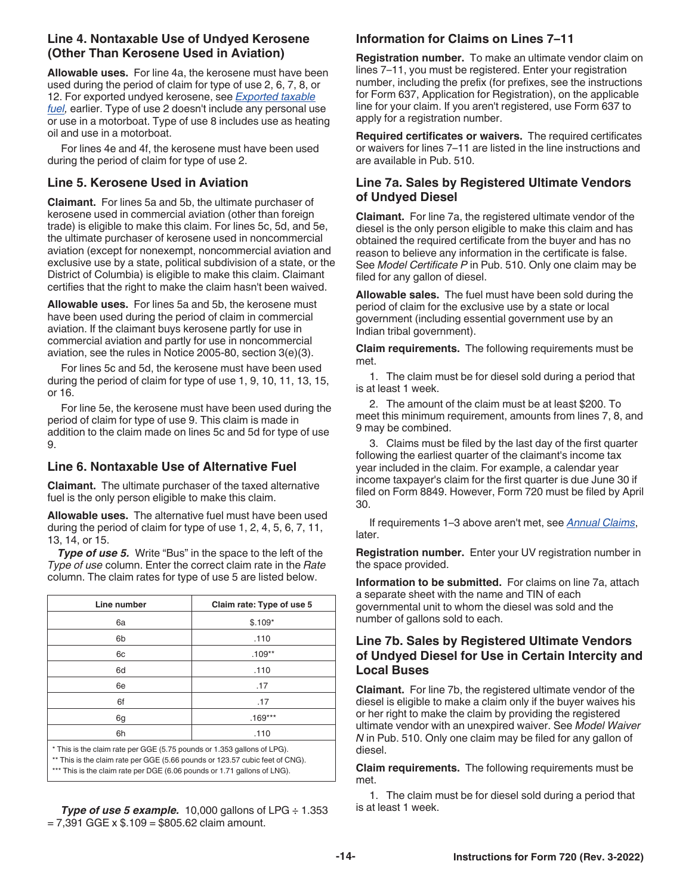## Line 4. Nontaxable Use of Undyed Kerosene (Other Than Kerosene Used in Aviation)

**Allowable uses.** For line 4a, the kerosene must have been used during the period of claim for type of use 2, 6, 7, 8, or 12. For exported undyed kerosene, see *Exported taxable fuel,* earlier. Type of use 2 doesn't include any personal use or use in a motorboat. Type of use 8 includes use as heating oil and use in a motorboat.

For lines 4e and 4f, the kerosene must have been used during the period of claim for type of use 2.

## Line 5. Kerosene Used in Aviation

**Claimant.** For lines 5a and 5b, the ultimate purchaser of kerosene used in commercial aviation (other than foreign trade) is eligible to make this claim. For lines 5c, 5d, and 5e, the ultimate purchaser of kerosene used in noncommercial aviation (except for nonexempt, noncommercial aviation and exclusive use by a state, political subdivision of a state, or the District of Columbia) is eligible to make this claim. Claimant certifies that the right to make the claim hasn't been waived.

**Allowable uses.** For lines 5a and 5b, the kerosene must have been used during the period of claim in commercial aviation. If the claimant buys kerosene partly for use in commercial aviation and partly for use in noncommercial aviation, see the rules in Notice 2005-80, section 3(e)(3).

For lines 5c and 5d, the kerosene must have been used during the period of claim for type of use 1, 9, 10, 11, 13, 15, or 16.

For line 5e, the kerosene must have been used during the period of claim for type of use 9. This claim is made in addition to the claim made on lines 5c and 5d for type of use 9.

## Line 6. Nontaxable Use of Alternative Fuel

**Claimant.** The ultimate purchaser of the taxed alternative fuel is the only person eligible to make this claim.

**Allowable uses.** The alternative fuel must have been used during the period of claim for type of use 1, 2, 4, 5, 6, 7, 11, 13, 14, or 15.

***Type of use 5.*** Write "Bus" in the space to the left of the *Type of use* column. Enter the correct claim rate in the *Rate* column. The claim rates for type of use 5 are listed below.

| Line number | Claim rate: Type of use 5 |
|---|---|
| 6a | $.109* |
| 6b | .110 |
| 6c | .109** |
| 6d | .110 |
| 6e | .17 |
| 6f | .17 |
| 6g | .169*** |
| 6h | .110 |

\* This is the claim rate per GGE (5.75 pounds or 1.353 gallons of LPG).
\** This is the claim rate per GGE (5.66 pounds or 123.57 cubic feet of CNG).
\*** This is the claim rate per DGE (6.06 pounds or 1.71 gallons of LNG).

***Type of use 5 example.*** 10,000 gallons of LPG ÷ 1.353 = 7,391 GGE x $.109 = $805.62 claim amount.

## Information for Claims on Lines 7–11

**Registration number.** To make an ultimate vendor claim on lines 7–11, you must be registered. Enter your registration number, including the prefix (for prefixes, see the instructions for Form 637, Application for Registration), on the applicable line for your claim. If you aren't registered, use Form 637 to apply for a registration number.

**Required certificates or waivers.** The required certificates or waivers for lines 7–11 are listed in the line instructions and are available in Pub. 510.

## Line 7a. Sales by Registered Ultimate Vendors of Undyed Diesel

**Claimant.** For line 7a, the registered ultimate vendor of the diesel is the only person eligible to make this claim and has obtained the required certificate from the buyer and has no reason to believe any information in the certificate is false. See *Model Certificate P* in Pub. 510. Only one claim may be filed for any gallon of diesel.

**Allowable sales.** The fuel must have been sold during the period of claim for the exclusive use by a state or local government (including essential government use by an Indian tribal government).

**Claim requirements.** The following requirements must be met.

1. The claim must be for diesel sold during a period that is at least 1 week.
2. The amount of the claim must be at least $200. To meet this minimum requirement, amounts from lines 7, 8, and 9 may be combined.
3. Claims must be filed by the last day of the first quarter following the earliest quarter of the claimant's income tax year included in the claim. For example, a calendar year income taxpayer's claim for the first quarter is due June 30 if filed on Form 8849. However, Form 720 must be filed by April 30.

If requirements 1–3 above aren't met, see *Annual Claims*, later.

**Registration number.** Enter your UV registration number in the space provided.

**Information to be submitted.** For claims on line 7a, attach a separate sheet with the name and TIN of each governmental unit to whom the diesel was sold and the number of gallons sold to each.

## Line 7b. Sales by Registered Ultimate Vendors of Undyed Diesel for Use in Certain Intercity and Local Buses

**Claimant.** For line 7b, the registered ultimate vendor of the diesel is eligible to make a claim only if the buyer waives his or her right to make the claim by providing the registered ultimate vendor with an unexpired waiver. See *Model Waiver N* in Pub. 510. Only one claim may be filed for any gallon of diesel.

**Claim requirements.** The following requirements must be met.

1. The claim must be for diesel sold during a period that is at least 1 week.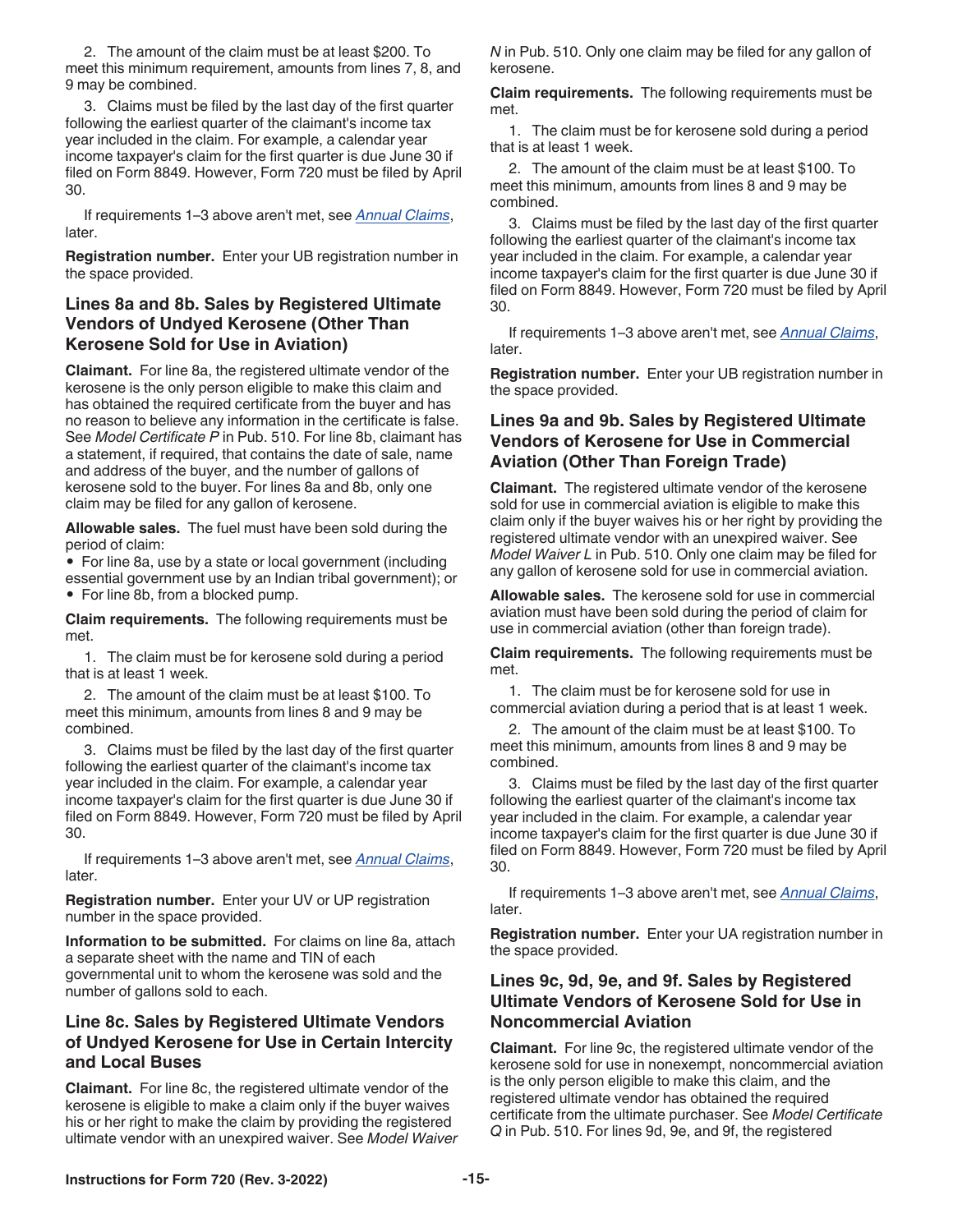2. The amount of the claim must be at least $200. To meet this minimum requirement, amounts from lines 7, 8, and 9 may be combined.

3. Claims must be filed by the last day of the first quarter following the earliest quarter of the claimant's income tax year included in the claim. For example, a calendar year income taxpayer's claim for the first quarter is due June 30 if filed on Form 8849. However, Form 720 must be filed by April 30.

If requirements 1–3 above aren't met, see *Annual Claims*, later.

**Registration number.** Enter your UB registration number in the space provided.

### Lines 8a and 8b. Sales by Registered Ultimate Vendors of Undyed Kerosene (Other Than Kerosene Sold for Use in Aviation)

**Claimant.** For line 8a, the registered ultimate vendor of the kerosene is the only person eligible to make this claim and has obtained the required certificate from the buyer and has no reason to believe any information in the certificate is false. See *Model Certificate P* in Pub. 510. For line 8b, claimant has a statement, if required, that contains the date of sale, name and address of the buyer, and the number of gallons of kerosene sold to the buyer. For lines 8a and 8b, only one claim may be filed for any gallon of kerosene.

**Allowable sales.** The fuel must have been sold during the period of claim:

- For line 8a, use by a state or local government (including essential government use by an Indian tribal government); or
- For line 8b, from a blocked pump.

**Claim requirements.** The following requirements must be met.

1. The claim must be for kerosene sold during a period that is at least 1 week.

2. The amount of the claim must be at least $100. To meet this minimum, amounts from lines 8 and 9 may be combined.

3. Claims must be filed by the last day of the first quarter following the earliest quarter of the claimant's income tax year included in the claim. For example, a calendar year income taxpayer's claim for the first quarter is due June 30 if filed on Form 8849. However, Form 720 must be filed by April 30.

If requirements 1–3 above aren't met, see *Annual Claims*, later.

**Registration number.** Enter your UV or UP registration number in the space provided.

**Information to be submitted.** For claims on line 8a, attach a separate sheet with the name and TIN of each governmental unit to whom the kerosene was sold and the number of gallons sold to each.

### Line 8c. Sales by Registered Ultimate Vendors of Undyed Kerosene for Use in Certain Intercity and Local Buses

**Claimant.** For line 8c, the registered ultimate vendor of the kerosene is eligible to make a claim only if the buyer waives his or her right to make the claim by providing the registered ultimate vendor with an unexpired waiver. See *Model Waiver N* in Pub. 510. Only one claim may be filed for any gallon of kerosene.

**Claim requirements.** The following requirements must be met.

1. The claim must be for kerosene sold during a period that is at least 1 week.

2. The amount of the claim must be at least $100. To meet this minimum, amounts from lines 8 and 9 may be combined.

3. Claims must be filed by the last day of the first quarter following the earliest quarter of the claimant's income tax year included in the claim. For example, a calendar year income taxpayer's claim for the first quarter is due June 30 if filed on Form 8849. However, Form 720 must be filed by April 30.

If requirements 1–3 above aren't met, see *Annual Claims*, later.

**Registration number.** Enter your UB registration number in the space provided.

### Lines 9a and 9b. Sales by Registered Ultimate Vendors of Kerosene for Use in Commercial Aviation (Other Than Foreign Trade)

**Claimant.** The registered ultimate vendor of the kerosene sold for use in commercial aviation is eligible to make this claim only if the buyer waives his or her right by providing the registered ultimate vendor with an unexpired waiver. See *Model Waiver L* in Pub. 510. Only one claim may be filed for any gallon of kerosene sold for use in commercial aviation.

**Allowable sales.** The kerosene sold for use in commercial aviation must have been sold during the period of claim for use in commercial aviation (other than foreign trade).

**Claim requirements.** The following requirements must be met.

1. The claim must be for kerosene sold for use in commercial aviation during a period that is at least 1 week.

2. The amount of the claim must be at least $100. To meet this minimum, amounts from lines 8 and 9 may be combined.

3. Claims must be filed by the last day of the first quarter following the earliest quarter of the claimant's income tax year included in the claim. For example, a calendar year income taxpayer's claim for the first quarter is due June 30 if filed on Form 8849. However, Form 720 must be filed by April 30.

If requirements 1–3 above aren't met, see *Annual Claims*, later.

**Registration number.** Enter your UA registration number in the space provided.

### Lines 9c, 9d, 9e, and 9f. Sales by Registered Ultimate Vendors of Kerosene Sold for Use in Noncommercial Aviation

**Claimant.** For line 9c, the registered ultimate vendor of the kerosene sold for use in nonexempt, noncommercial aviation is the only person eligible to make this claim, and the registered ultimate vendor has obtained the required certificate from the ultimate purchaser. See *Model Certificate Q* in Pub. 510. For lines 9d, 9e, and 9f, the registered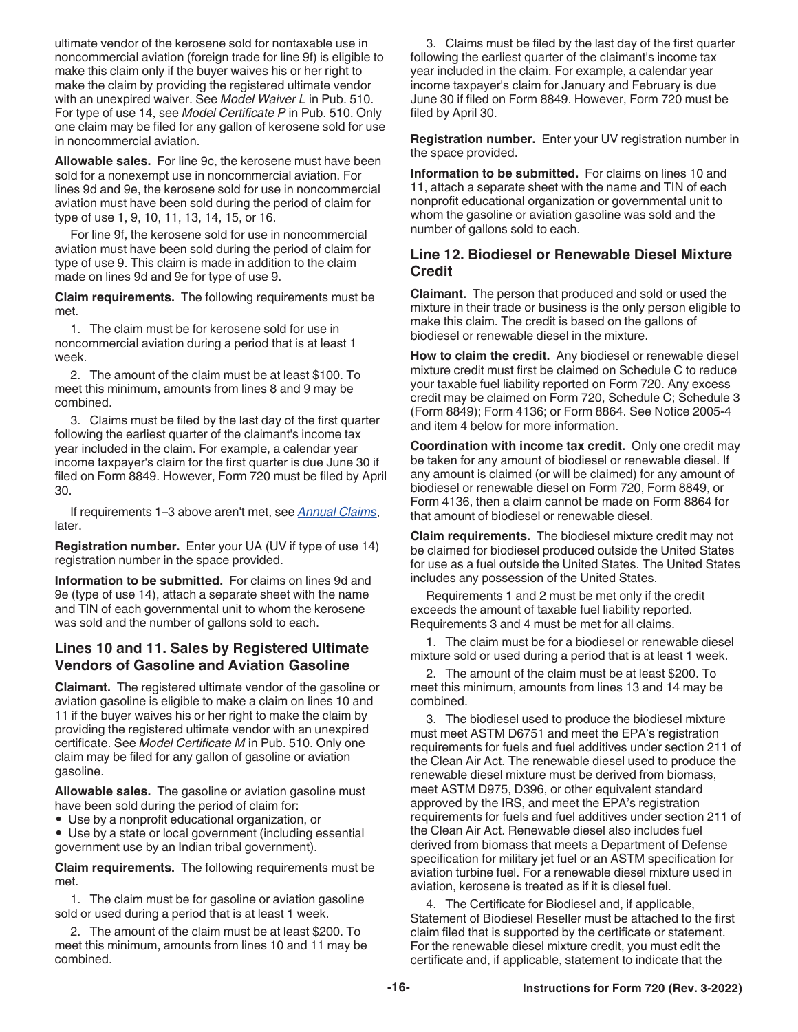ultimate vendor of the kerosene sold for nontaxable use in noncommercial aviation (foreign trade for line 9f) is eligible to make this claim only if the buyer waives his or her right to make the claim by providing the registered ultimate vendor with an unexpired waiver. See *Model Waiver L* in Pub. 510. For type of use 14, see *Model Certificate P* in Pub. 510. Only one claim may be filed for any gallon of kerosene sold for use in noncommercial aviation.

**Allowable sales.** For line 9c, the kerosene must have been sold for a nonexempt use in noncommercial aviation. For lines 9d and 9e, the kerosene sold for use in noncommercial aviation must have been sold during the period of claim for type of use 1, 9, 10, 11, 13, 14, 15, or 16.

For line 9f, the kerosene sold for use in noncommercial aviation must have been sold during the period of claim for type of use 9. This claim is made in addition to the claim made on lines 9d and 9e for type of use 9.

**Claim requirements.** The following requirements must be met.

1. The claim must be for kerosene sold for use in noncommercial aviation during a period that is at least 1 week.

2. The amount of the claim must be at least $100. To meet this minimum, amounts from lines 8 and 9 may be combined.

3. Claims must be filed by the last day of the first quarter following the earliest quarter of the claimant's income tax year included in the claim. For example, a calendar year income taxpayer's claim for the first quarter is due June 30 if filed on Form 8849. However, Form 720 must be filed by April 30.

If requirements 1–3 above aren't met, see *Annual Claims*, later.

**Registration number.** Enter your UA (UV if type of use 14) registration number in the space provided.

**Information to be submitted.** For claims on lines 9d and 9e (type of use 14), attach a separate sheet with the name and TIN of each governmental unit to whom the kerosene was sold and the number of gallons sold to each.

## Lines 10 and 11. Sales by Registered Ultimate Vendors of Gasoline and Aviation Gasoline

**Claimant.** The registered ultimate vendor of the gasoline or aviation gasoline is eligible to make a claim on lines 10 and 11 if the buyer waives his or her right to make the claim by providing the registered ultimate vendor with an unexpired certificate. See *Model Certificate M* in Pub. 510. Only one claim may be filed for any gallon of gasoline or aviation gasoline.

**Allowable sales.** The gasoline or aviation gasoline must have been sold during the period of claim for:

- Use by a nonprofit educational organization, or
- Use by a state or local government (including essential government use by an Indian tribal government).

**Claim requirements.** The following requirements must be met.

1. The claim must be for gasoline or aviation gasoline sold or used during a period that is at least 1 week.

2. The amount of the claim must be at least $200. To meet this minimum, amounts from lines 10 and 11 may be combined.

3. Claims must be filed by the last day of the first quarter following the earliest quarter of the claimant's income tax year included in the claim. For example, a calendar year income taxpayer's claim for January and February is due June 30 if filed on Form 8849. However, Form 720 must be filed by April 30.

**Registration number.** Enter your UV registration number in the space provided.

**Information to be submitted.** For claims on lines 10 and 11, attach a separate sheet with the name and TIN of each nonprofit educational organization or governmental unit to whom the gasoline or aviation gasoline was sold and the number of gallons sold to each.

## Line 12. Biodiesel or Renewable Diesel Mixture Credit

**Claimant.** The person that produced and sold or used the mixture in their trade or business is the only person eligible to make this claim. The credit is based on the gallons of biodiesel or renewable diesel in the mixture.

**How to claim the credit.** Any biodiesel or renewable diesel mixture credit must first be claimed on Schedule C to reduce your taxable fuel liability reported on Form 720. Any excess credit may be claimed on Form 720, Schedule C; Schedule 3 (Form 8849); Form 4136; or Form 8864. See Notice 2005-4 and item 4 below for more information.

**Coordination with income tax credit.** Only one credit may be taken for any amount of biodiesel or renewable diesel. If any amount is claimed (or will be claimed) for any amount of biodiesel or renewable diesel on Form 720, Form 8849, or Form 4136, then a claim cannot be made on Form 8864 for that amount of biodiesel or renewable diesel.

**Claim requirements.** The biodiesel mixture credit may not be claimed for biodiesel produced outside the United States for use as a fuel outside the United States. The United States includes any possession of the United States.

Requirements 1 and 2 must be met only if the credit exceeds the amount of taxable fuel liability reported. Requirements 3 and 4 must be met for all claims.

1. The claim must be for a biodiesel or renewable diesel mixture sold or used during a period that is at least 1 week.

2. The amount of the claim must be at least $200. To meet this minimum, amounts from lines 13 and 14 may be combined.

3. The biodiesel used to produce the biodiesel mixture must meet ASTM D6751 and meet the EPA's registration requirements for fuels and fuel additives under section 211 of the Clean Air Act. The renewable diesel used to produce the renewable diesel mixture must be derived from biomass, meet ASTM D975, D396, or other equivalent standard approved by the IRS, and meet the EPA's registration requirements for fuels and fuel additives also under section 211 of the Clean Air Act. Renewable diesel also includes fuel derived from biomass that meets a Department of Defense specification for military jet fuel or an ASTM specification for aviation turbine fuel. For a renewable diesel mixture used in aviation, kerosene is treated as if it is diesel fuel.

4. The Certificate for Biodiesel and, if applicable, Statement of Biodiesel Reseller must be attached to the first claim filed that is supported by the certificate or statement. For the renewable diesel mixture credit, you must edit the certificate and, if applicable, statement to indicate that the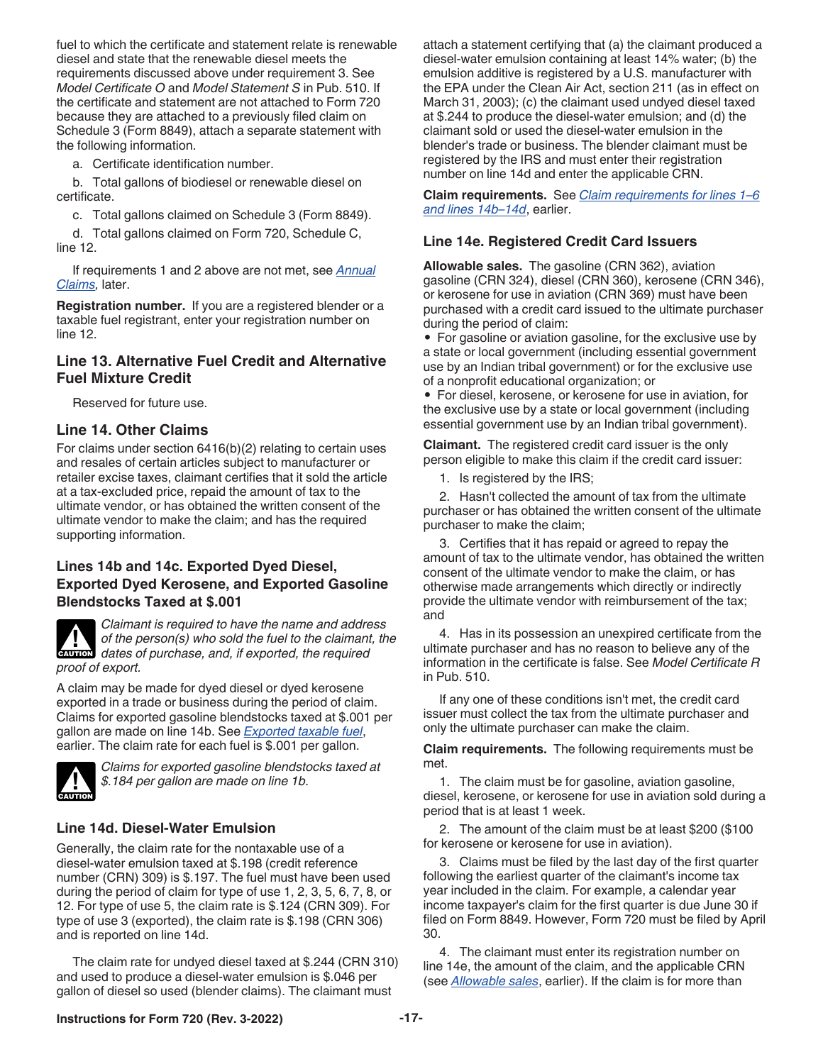fuel to which the certificate and statement relate is renewable diesel and state that the renewable diesel meets the requirements discussed above under requirement 3. See *Model Certificate O* and *Model Statement S* in Pub. 510. If the certificate and statement are not attached to Form 720 because they are attached to a previously filed claim on Schedule 3 (Form 8849), attach a separate statement with the following information.

a. Certificate identification number.

b. Total gallons of biodiesel or renewable diesel on certificate.

c. Total gallons claimed on Schedule 3 (Form 8849).

d. Total gallons claimed on Form 720, Schedule C, line 12.

If requirements 1 and 2 above are not met, see *Annual Claims,* later.

**Registration number.** If you are a registered blender or a taxable fuel registrant, enter your registration number on line 12.

### Line 13. Alternative Fuel Credit and Alternative Fuel Mixture Credit

Reserved for future use.

### Line 14. Other Claims

For claims under section 6416(b)(2) relating to certain uses and resales of certain articles subject to manufacturer or retailer excise taxes, claimant certifies that it sold the article at a tax-excluded price, repaid the amount of tax to the ultimate vendor, or has obtained the written consent of the ultimate vendor to make the claim; and has the required supporting information.

### Lines 14b and 14c. Exported Dyed Diesel, Exported Dyed Kerosene, and Exported Gasoline Blendstocks Taxed at $.001

**CAUTION:** *Claimant is required to have the name and address of the person(s) who sold the fuel to the claimant, the dates of purchase, and, if exported, the required proof of export.*

A claim may be made for dyed diesel or dyed kerosene exported in a trade or business during the period of claim. Claims for exported gasoline blendstocks taxed at $.001 per gallon are made on line 14b. See *Exported taxable fuel*, earlier. The claim rate for each fuel is $.001 per gallon.

**CAUTION:** *Claims for exported gasoline blendstocks taxed at $.184 per gallon are made on line 1b.*

### Line 14d. Diesel-Water Emulsion

Generally, the claim rate for the nontaxable use of a diesel-water emulsion taxed at $.198 (credit reference number (CRN) 309) is $.197. The fuel must have been used during the period of claim for type of use 1, 2, 3, 5, 6, 7, 8, or 12. For type of use 5, the claim rate is $.124 (CRN 309). For type of use 3 (exported), the claim rate is $.198 (CRN 306) and is reported on line 14d.

The claim rate for undyed diesel taxed at $.244 (CRN 310) and used to produce a diesel-water emulsion is $.046 per gallon of diesel so used (blender claims). The claimant must attach a statement certifying that (a) the claimant produced a diesel-water emulsion containing at least 14% water; (b) the emulsion additive is registered by a U.S. manufacturer with the EPA under the Clean Air Act, section 211 (as in effect on March 31, 2003); (c) the claimant used undyed diesel taxed at $.244 to produce the diesel-water emulsion; and (d) the claimant sold or used the diesel-water emulsion in the blender's trade or business. The blender claimant must be registered by the IRS and must enter their registration number on line 14d and enter the applicable CRN.

**Claim requirements.** See *Claim requirements for lines 1–6 and lines 14b–14d*, earlier.

### Line 14e. Registered Credit Card Issuers

**Allowable sales.** The gasoline (CRN 362), aviation gasoline (CRN 324), diesel (CRN 360), kerosene (CRN 346), or kerosene for use in aviation (CRN 369) must have been purchased with a credit card issued to the ultimate purchaser during the period of claim:

- For gasoline or aviation gasoline, for the exclusive use by a state or local government (including essential government use by an Indian tribal government) or for the exclusive use of a nonprofit educational organization; or
- For diesel, kerosene, or kerosene for use in aviation, for the exclusive use by a state or local government (including essential government use by an Indian tribal government).

**Claimant.** The registered credit card issuer is the only person eligible to make this claim if the credit card issuer:

1. Is registered by the IRS;
2. Hasn't collected the amount of tax from the ultimate purchaser or has obtained the written consent of the ultimate purchaser to make the claim;
3. Certifies that it has repaid or agreed to repay the amount of tax to the ultimate vendor, has obtained the written consent of the ultimate vendor to make the claim, or has otherwise made arrangements which directly or indirectly provide the ultimate vendor with reimbursement of the tax; and
4. Has in its possession an unexpired certificate from the ultimate purchaser and has no reason to believe any of the information in the certificate is false. See *Model Certificate R* in Pub. 510.

If any one of these conditions isn't met, the credit card issuer must collect the tax from the ultimate purchaser and only the ultimate purchaser can make the claim.

**Claim requirements.** The following requirements must be met.

1. The claim must be for gasoline, aviation gasoline, diesel, kerosene, or kerosene for use in aviation sold during a period that is at least 1 week.
2. The amount of the claim must be at least $200 ($100 for kerosene or kerosene for use in aviation).
3. Claims must be filed by the last day of the first quarter following the earliest quarter of the claimant's income tax year included in the claim. For example, a calendar year income taxpayer's claim for the first quarter is due June 30 if filed on Form 8849. However, Form 720 must be filed by April 30.
4. The claimant must enter its registration number on line 14e, the amount of the claim, and the applicable CRN (see *Allowable sales*, earlier). If the claim is for more than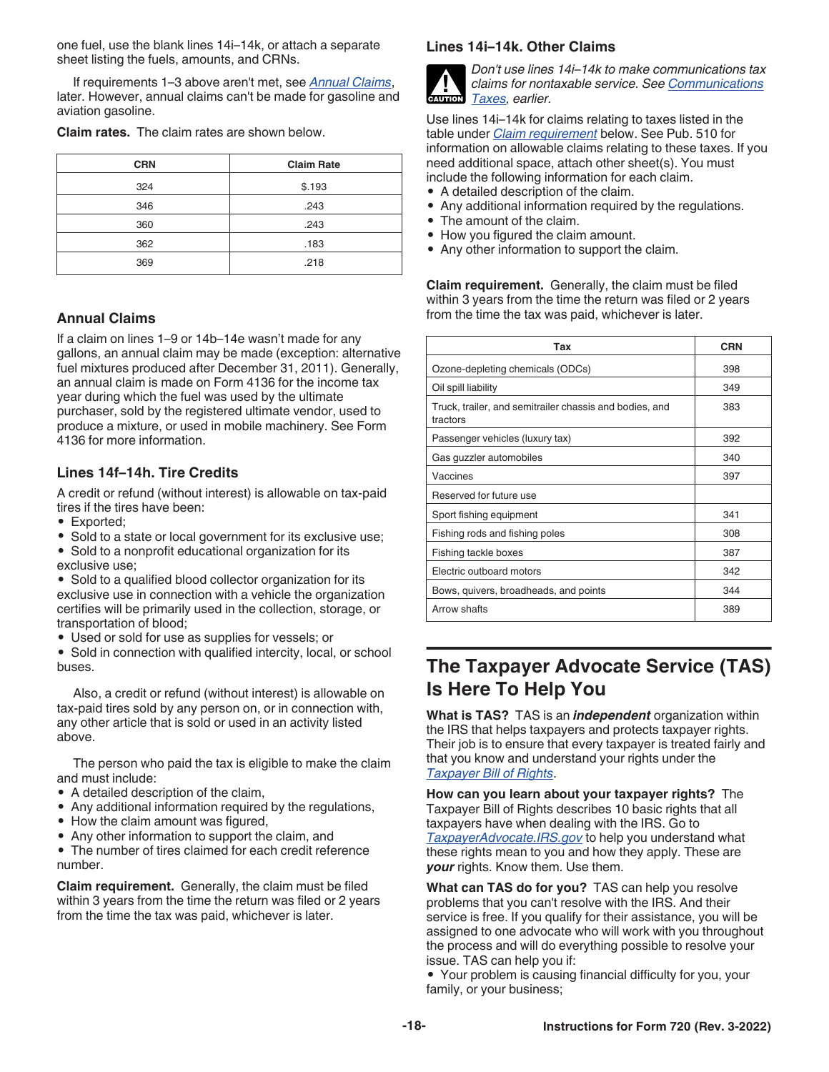one fuel, use the blank lines 14i–14k, or attach a separate sheet listing the fuels, amounts, and CRNs.

If requirements 1–3 above aren't met, see *Annual Claims*, later. However, annual claims can't be made for gasoline and aviation gasoline.

**Claim rates.** The claim rates are shown below.

| CRN | Claim Rate |
|---|---|
| 324 | $.193 |
| 346 | .243 |
| 360 | .243 |
| 362 | .183 |
| 369 | .218 |

### Annual Claims

If a claim on lines 1–9 or 14b–14e wasn't made for any gallons, an annual claim may be made (exception: alternative fuel mixtures produced after December 31, 2011). Generally, an annual claim is made on Form 4136 for the income tax year during which the fuel was used by the ultimate purchaser, sold by the registered ultimate vendor, used to produce a mixture, or used in mobile machinery. See Form 4136 for more information.

### Lines 14f–14h. Tire Credits

A credit or refund (without interest) is allowable on tax-paid tires if the tires have been:

- Exported;
- Sold to a state or local government for its exclusive use;
- Sold to a nonprofit educational organization for its exclusive use;
- Sold to a qualified blood collector organization for its exclusive use in connection with a vehicle the organization certifies will be primarily used in the collection, storage, or transportation of blood;
- Used or sold for use as supplies for vessels; or
- Sold in connection with qualified intercity, local, or school buses.

Also, a credit or refund (without interest) is allowable on tax-paid tires sold by any person on, or in connection with, any other article that is sold or used in an activity listed above.

The person who paid the tax is eligible to make the claim and must include:

- A detailed description of the claim,
- Any additional information required by the regulations,
- How the claim amount was figured,
- Any other information to support the claim, and
- The number of tires claimed for each credit reference number.

**Claim requirement.** Generally, the claim must be filed within 3 years from the time the return was filed or 2 years from the time the tax was paid, whichever is later.

### Lines 14i–14k. Other Claims

**CAUTION:** *Don't use lines 14i–14k to make communications tax claims for nontaxable service. See Communications Taxes, earlier.*

Use lines 14i–14k for claims relating to taxes listed in the table under *Claim requirement* below. See Pub. 510 for information on allowable claims relating to these taxes. If you need additional space, attach other sheet(s). You must include the following information for each claim.

- A detailed description of the claim.
- Any additional information required by the regulations.
- The amount of the claim.
- How you figured the claim amount.
- Any other information to support the claim.

**Claim requirement.** Generally, the claim must be filed within 3 years from the time the return was filed or 2 years from the time the tax was paid, whichever is later.

| Tax | CRN |
|---|---|
| Ozone-depleting chemicals (ODCs) | 398 |
| Oil spill liability | 349 |
| Truck, trailer, and semitrailer chassis and bodies, and tractors | 383 |
| Passenger vehicles (luxury tax) | 392 |
| Gas guzzler automobiles | 340 |
| Vaccines | 397 |
| Reserved for future use | |
| Sport fishing equipment | 341 |
| Fishing rods and fishing poles | 308 |
| Fishing tackle boxes | 387 |
| Electric outboard motors | 342 |
| Bows, quivers, broadheads, and points | 344 |
| Arrow shafts | 389 |

## The Taxpayer Advocate Service (TAS) Is Here To Help You

**What is TAS?** TAS is an ***independent*** organization within the IRS that helps taxpayers and protects taxpayer rights. Their job is to ensure that every taxpayer is treated fairly and that you know and understand your rights under the *Taxpayer Bill of Rights*.

**How can you learn about your taxpayer rights?** The Taxpayer Bill of Rights describes 10 basic rights that all taxpayers have when dealing with the IRS. Go to *TaxpayerAdvocate.IRS.gov* to help you understand what these rights mean to you and how they apply. These are ***your*** rights. Know them. Use them.

**What can TAS do for you?** TAS can help you resolve problems that you can't resolve with the IRS. And their service is free. If you qualify for their assistance, you will be assigned to one advocate who will work with you throughout the process and will do everything possible to resolve your issue. TAS can help you if:

- Your problem is causing financial difficulty for you, your family, or your business;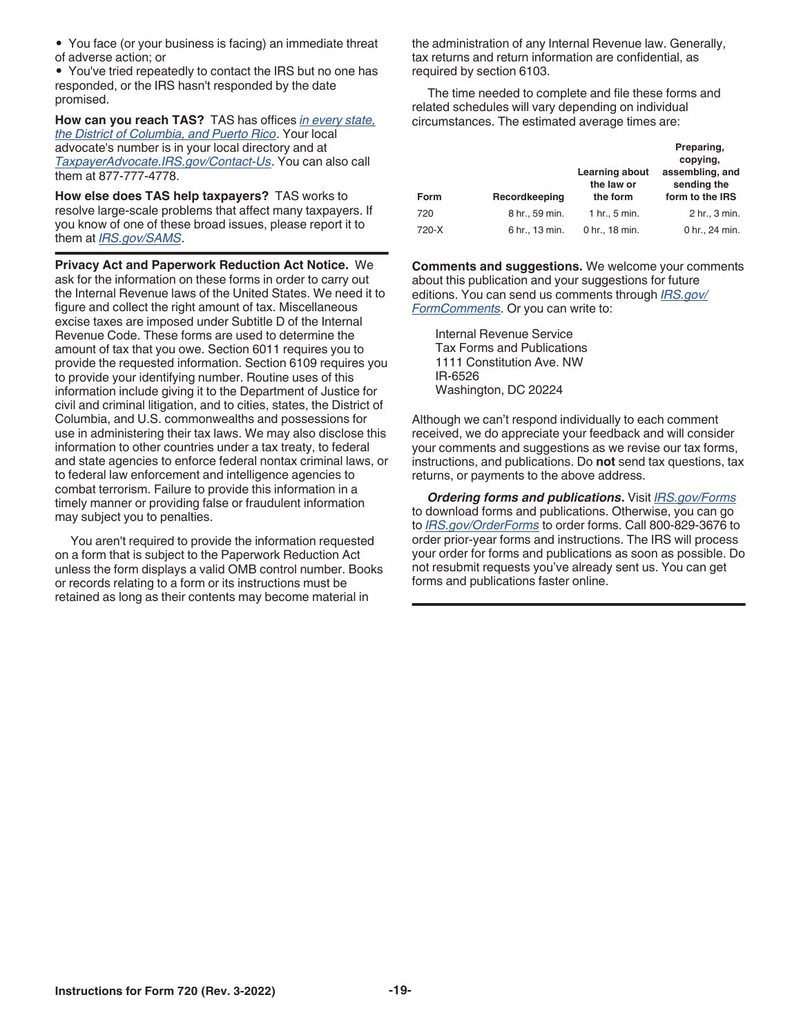- You face (or your business is facing) an immediate threat of adverse action; or
- You've tried repeatedly to contact the IRS but no one has responded, or the IRS hasn't responded by the date promised.

**How can you reach TAS?** TAS has offices *in every state, the District of Columbia, and Puerto Rico*. Your local advocate's number is in your local directory and at *TaxpayerAdvocate.IRS.gov/Contact-Us*. You can also call them at 877-777-4778.

**How else does TAS help taxpayers?** TAS works to resolve large-scale problems that affect many taxpayers. If you know of one of these broad issues, please report it to them at *IRS.gov/SAMS*.

**Privacy Act and Paperwork Reduction Act Notice.** We ask for the information on these forms in order to carry out the Internal Revenue laws of the United States. We need it to figure and collect the right amount of tax. Miscellaneous excise taxes are imposed under Subtitle D of the Internal Revenue Code. These forms are used to determine the amount of tax that you owe. Section 6011 requires you to provide the requested information. Section 6109 requires you to provide your identifying number. Routine uses of this information include giving it to the Department of Justice for civil and criminal litigation, and to cities, states, the District of Columbia, and U.S. commonwealths and possessions for use in administering their tax laws. We may also disclose this information to other countries under a tax treaty, to federal and state agencies to enforce federal nontax criminal laws, or to federal law enforcement and intelligence agencies to combat terrorism. Failure to provide this information in a timely manner or providing false or fraudulent information may subject you to penalties.

You aren't required to provide the information requested on a form that is subject to the Paperwork Reduction Act unless the form displays a valid OMB control number. Books or records relating to a form or its instructions must be retained as long as their contents may become material in the administration of any Internal Revenue law. Generally, tax returns and return information are confidential, as required by section 6103.

The time needed to complete and file these forms and related schedules will vary depending on individual circumstances. The estimated average times are:

| Form | Recordkeeping | Learning about the law or the form | Preparing, copying, assembling, and sending the form to the IRS |
|---|---|---|---|
| 720 | 8 hr., 59 min. | 1 hr., 5 min. | 2 hr., 3 min. |
| 720-X | 6 hr., 13 min. | 0 hr., 18 min. | 0 hr., 24 min. |

**Comments and suggestions.** We welcome your comments about this publication and your suggestions for future editions. You can send us comments through *IRS.gov/FormComments*. Or you can write to:

Internal Revenue Service
Tax Forms and Publications
1111 Constitution Ave. NW
IR-6526
Washington, DC 20224

Although we can't respond individually to each comment received, we do appreciate your feedback and will consider your comments and suggestions as we revise our tax forms, instructions, and publications. Do **not** send tax questions, tax returns, or payments to the above address.

***Ordering forms and publications.*** Visit *IRS.gov/Forms* to download forms and publications. Otherwise, you can go to *IRS.gov/OrderForms* to order forms. Call 800-829-3676 to order prior-year forms and instructions. The IRS will process your order for forms and publications as soon as possible. Do not resubmit requests you've already sent us. You can get forms and publications faster online.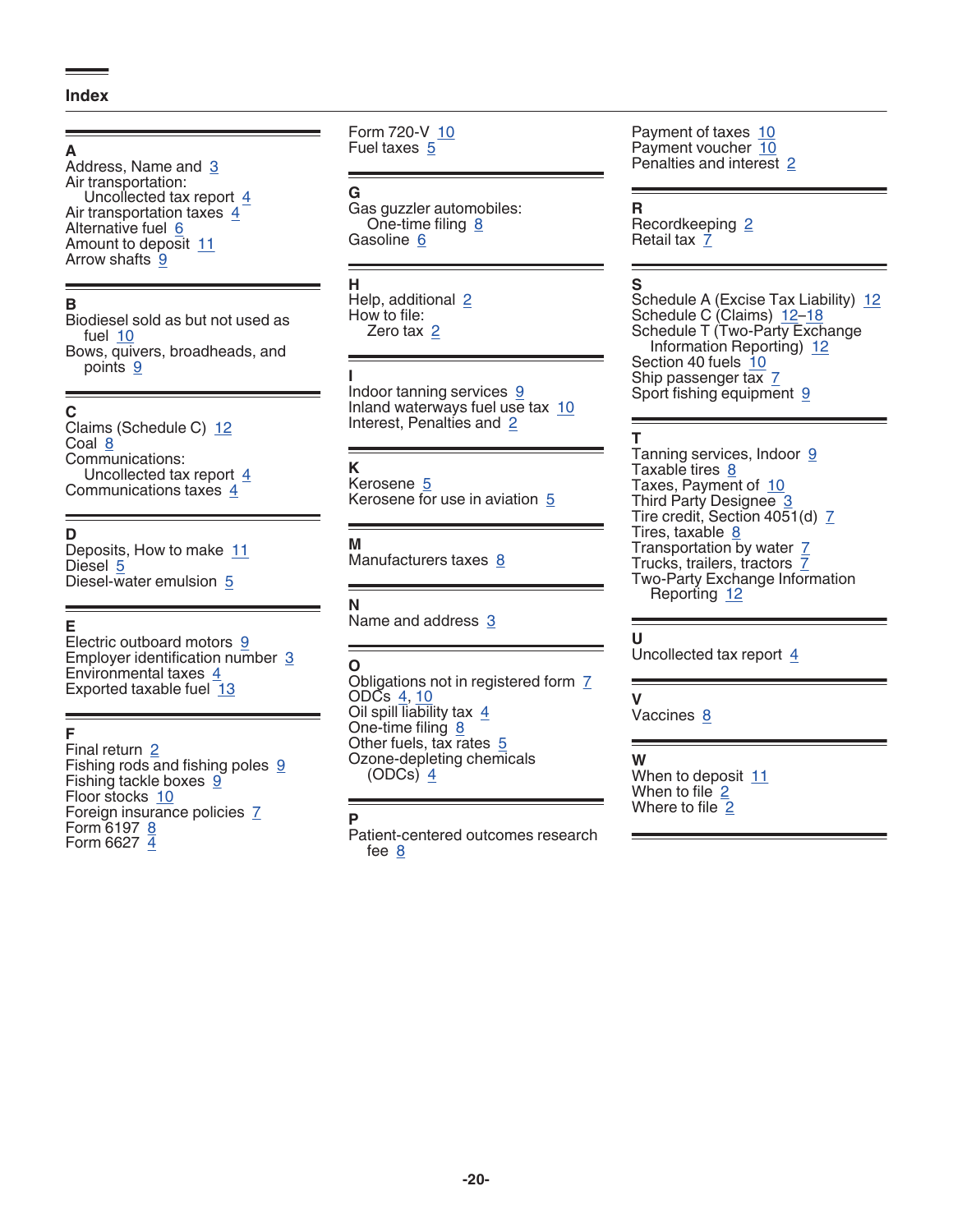## Index

**A**
Address, Name and 3
Air transportation:
  Uncollected tax report 4
Air transportation taxes 4
Alternative fuel 6
Amount to deposit 11
Arrow shafts 9

**B**
Biodiesel sold as but not used as fuel 10
Bows, quivers, broadheads, and points 9

**C**
Claims (Schedule C) 12
Coal 8
Communications:
  Uncollected tax report 4
Communications taxes 4

**D**
Deposits, How to make 11
Diesel 5
Diesel-water emulsion 5

**E**
Electric outboard motors 9
Employer identification number 3
Environmental taxes 4
Exported taxable fuel 13

**F**
Final return 2
Fishing rods and fishing poles 9
Fishing tackle boxes 9
Floor stocks 10
Foreign insurance policies 7
Form 6197 8
Form 6627 4
Form 720-V 10
Fuel taxes 5

**G**
Gas guzzler automobiles:
  One-time filing 8
Gasoline 6

**H**
Help, additional 2
How to file:
  Zero tax 2

**I**
Indoor tanning services 9
Inland waterways fuel use tax 10
Interest, Penalties and 2

**K**
Kerosene 5
Kerosene for use in aviation 5

**M**
Manufacturers taxes 8

**N**
Name and address 3

**O**
Obligations not in registered form 7
ODCs 4, 10
Oil spill liability tax 4
One-time filing 8
Other fuels, tax rates 5
Ozone-depleting chemicals (ODCs) 4

**P**
Patient-centered outcomes research fee 8
Payment of taxes 10
Payment voucher 10
Penalties and interest 2

**R**
Recordkeeping 2
Retail tax 7

**S**
Schedule A (Excise Tax Liability) 12
Schedule C (Claims) 12–18
Schedule T (Two-Party Exchange Information Reporting) 12
Section 40 fuels 10
Ship passenger tax 7
Sport fishing equipment 9

**T**
Tanning services, Indoor 9
Taxable tires 8
Taxes, Payment of 10
Third Party Designee 3
Tire credit, Section 4051(d) 7
Tires, taxable 8
Transportation by water 7
Trucks, trailers, tractors 7
Two-Party Exchange Information Reporting 12

**U**
Uncollected tax report 4

**V**
Vaccines 8

**W**
When to deposit 11
When to file 2
Where to file 2